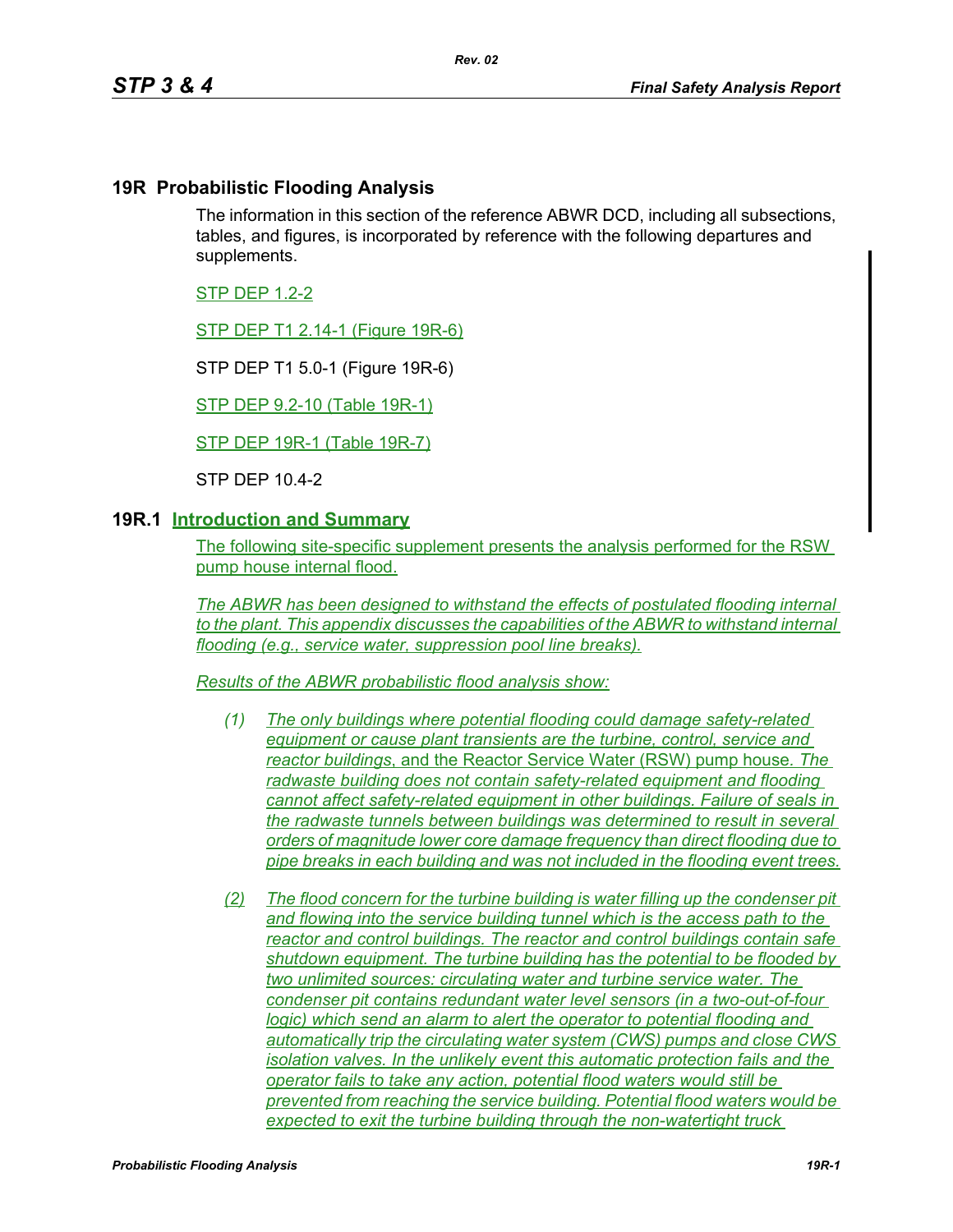## 19R Probabilistic Flooding Analysis

The information in this section of the reference ABWR DCD, including all subsections, tables, and figures, is incorporated by reference with the following departures and supplements.

STP DEP 1.2-2

STP DEP T1 2.14-1 (Figure 19R-6)

STP DEP T1 5.0-1 (Figure 19R-6)

STP DEP 9.2-10 (Table 19R-1)

STP DEP 19R-1 (Table 19R-7)

STP DEP 10.4-2

### 19R.1 Introduction and Summary

The following site-specific supplement presents the analysis performed for the RSW pump house internal flood.

*The ABWR has been designed to withstand the effects of postulated flooding internal to the plant. This appendix discusses the capabilities of the ABWR to withstand internal flooding (e.g., service water, suppression pool line breaks).*

*Results of the ABWR probabilistic flood analysis show:*

(1) *The only buildings where potential flooding could damage safety-related equipment or cause plant transients are the turbine, control, service and reactor buildings*, and the Reactor Service Water (RSW) pump house. *The radwaste building does not contain safety-related equipment and flooding cannot affect safety-related equipment in other buildings. Failure of seals in the radwaste tunnels between buildings was determined to result in several orders of magnitude lower core damage frequency than direct flooding due to pipe breaks in each building and was not included in the flooding event trees.*

(2) *The flood concern for the turbine building is water filling up the condenser pit and flowing into the service building tunnel which is the access path to the reactor and control buildings. The reactor and control buildings contain safe shutdown equipment. The turbine building has the potential to be flooded by two unlimited sources: circulating water and turbine service water. The condenser pit contains redundant water level sensors (in a two-out-of-four logic) which send an alarm to alert the operator to potential flooding and automatically trip the circulating water system (CWS) pumps and close CWS isolation valves. In the unlikely event this automatic protection fails and the operator fails to take any action, potential flood waters would still be prevented from reaching the service building. Potential flood waters would be expected to exit the turbine building through the non-watertight truck*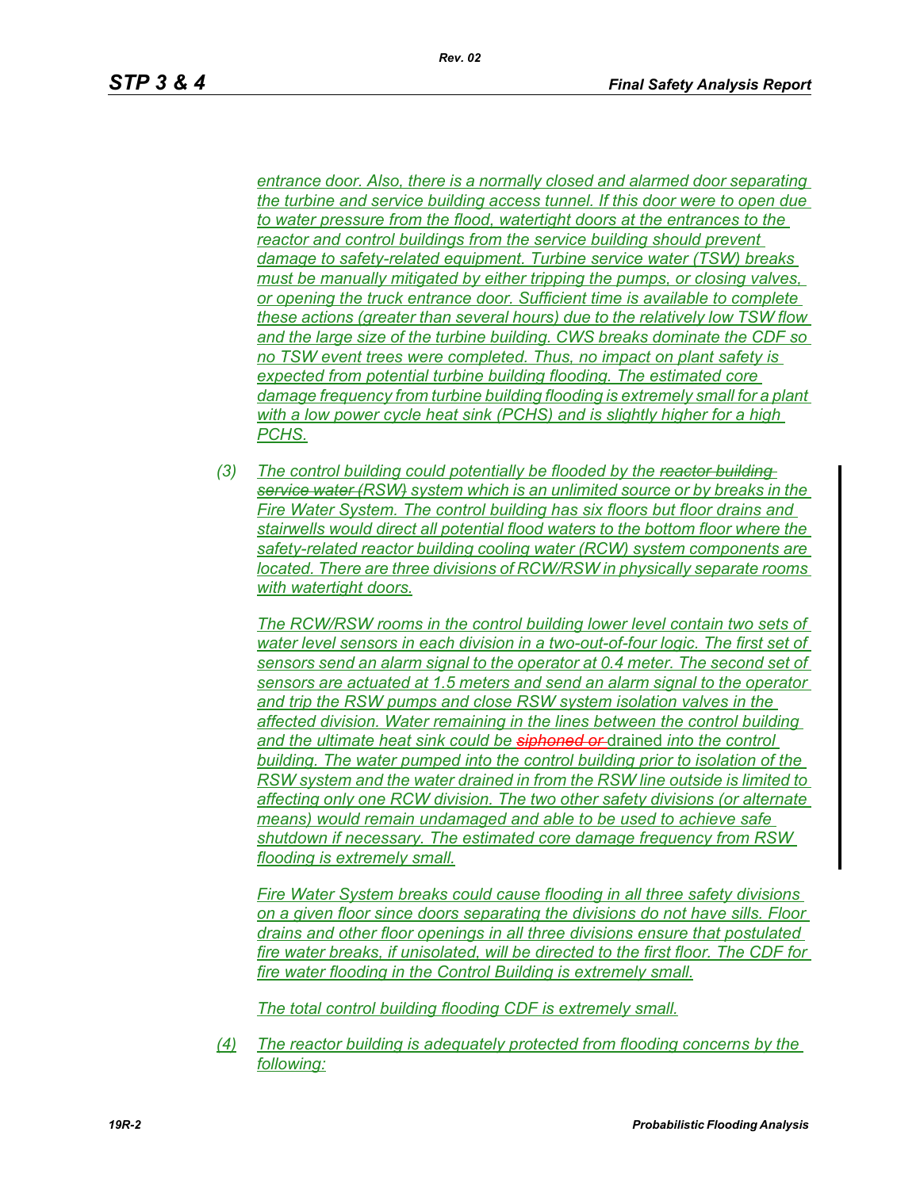*entrance door. Also, there is a normally closed and alarmed door separating the turbine and service building access tunnel. If this door were to open due to water pressure from the flood, watertight doors at the entrances to the reactor and control buildings from the service building should prevent damage to safety-related equipment. Turbine service water (TSW) breaks must be manually mitigated by either tripping the pumps, or closing valves, or opening the truck entrance door. Sufficient time is available to complete these actions (greater than several hours) due to the relatively low TSW flow and the large size of the turbine building. CWS breaks dominate the CDF so no TSW event trees were completed. Thus, no impact on plant safety is expected from potential turbine building flooding. The estimated core damage frequency from turbine building flooding is extremely small for a plant with a low power cycle heat sink (PCHS) and is slightly higher for a high PCHS.*

(3) *The control building could potentially be flooded by the ~~reactor building service water (~~RSW~~)~~ system which is an unlimited source or by breaks in the Fire Water System. The control building has six floors but floor drains and stairwells would direct all potential flood waters to the bottom floor where the safety-related reactor building cooling water (RCW) system components are located. There are three divisions of RCW/RSW in physically separate rooms with watertight doors.*

*The RCW/RSW rooms in the control building lower level contain two sets of water level sensors in each division in a two-out-of-four logic. The first set of sensors send an alarm signal to the operator at 0.4 meter. The second set of sensors are actuated at 1.5 meters and send an alarm signal to the operator and trip the RSW pumps and close RSW system isolation valves in the affected division. Water remaining in the lines between the control building and the ultimate heat sink could be ~~siphoned or~~* drained *into the control building. The water pumped into the control building prior to isolation of the RSW system and the water drained in from the RSW line outside is limited to affecting only one RCW division. The two other safety divisions (or alternate means) would remain undamaged and able to be used to achieve safe shutdown if necessary. The estimated core damage frequency from RSW flooding is extremely small.*

*Fire Water System breaks could cause flooding in all three safety divisions on a given floor since doors separating the divisions do not have sills. Floor drains and other floor openings in all three divisions ensure that postulated fire water breaks, if unisolated, will be directed to the first floor. The CDF for fire water flooding in the Control Building is extremely small.*

*The total control building flooding CDF is extremely small.*

(4) *The reactor building is adequately protected from flooding concerns by the following:*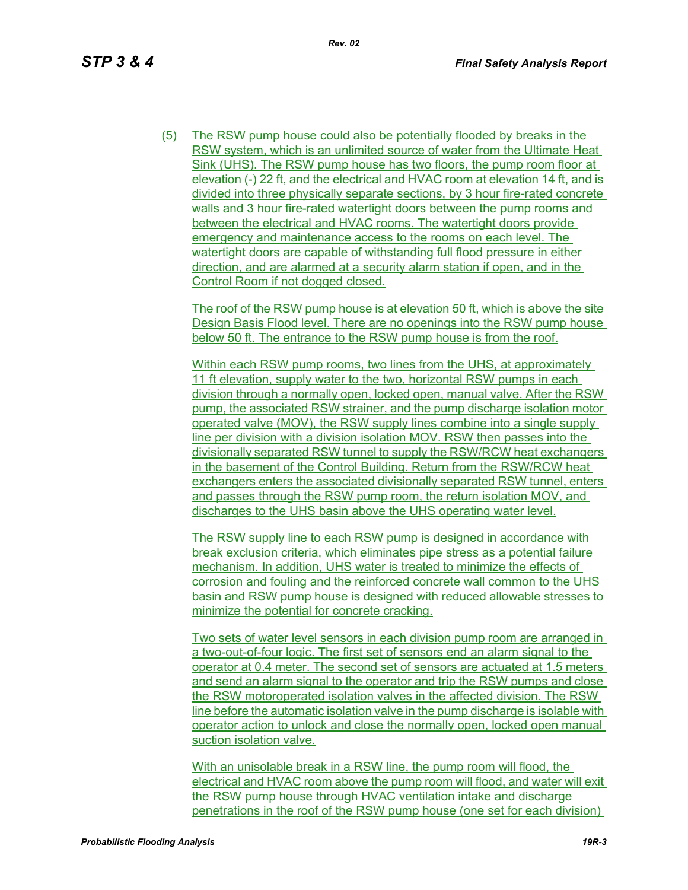(5) The RSW pump house could also be potentially flooded by breaks in the RSW system, which is an unlimited source of water from the Ultimate Heat Sink (UHS). The RSW pump house has two floors, the pump room floor at elevation (-) 22 ft, and the electrical and HVAC room at elevation 14 ft, and is divided into three physically separate sections, by 3 hour fire-rated concrete walls and 3 hour fire-rated watertight doors between the pump rooms and between the electrical and HVAC rooms. The watertight doors provide emergency and maintenance access to the rooms on each level. The watertight doors are capable of withstanding full flood pressure in either direction, and are alarmed at a security alarm station if open, and in the Control Room if not dogged closed.

The roof of the RSW pump house is at elevation 50 ft, which is above the site Design Basis Flood level. There are no openings into the RSW pump house below 50 ft. The entrance to the RSW pump house is from the roof.

Within each RSW pump rooms, two lines from the UHS, at approximately 11 ft elevation, supply water to the two, horizontal RSW pumps in each division through a normally open, locked open, manual valve. After the RSW pump, the associated RSW strainer, and the pump discharge isolation motor operated valve (MOV), the RSW supply lines combine into a single supply line per division with a division isolation MOV. RSW then passes into the divisionally separated RSW tunnel to supply the RSW/RCW heat exchangers in the basement of the Control Building. Return from the RSW/RCW heat exchangers enters the associated divisionally separated RSW tunnel, enters and passes through the RSW pump room, the return isolation MOV, and discharges to the UHS basin above the UHS operating water level.

The RSW supply line to each RSW pump is designed in accordance with break exclusion criteria, which eliminates pipe stress as a potential failure mechanism. In addition, UHS water is treated to minimize the effects of corrosion and fouling and the reinforced concrete wall common to the UHS basin and RSW pump house is designed with reduced allowable stresses to minimize the potential for concrete cracking.

Two sets of water level sensors in each division pump room are arranged in a two-out-of-four logic. The first set of sensors end an alarm signal to the operator at 0.4 meter. The second set of sensors are actuated at 1.5 meters and send an alarm signal to the operator and trip the RSW pumps and close the RSW motoroperated isolation valves in the affected division. The RSW line before the automatic isolation valve in the pump discharge is isolable with operator action to unlock and close the normally open, locked open manual suction isolation valve.

With an unisolable break in a RSW line, the pump room will flood, the electrical and HVAC room above the pump room will flood, and water will exit the RSW pump house through HVAC ventilation intake and discharge penetrations in the roof of the RSW pump house (one set for each division)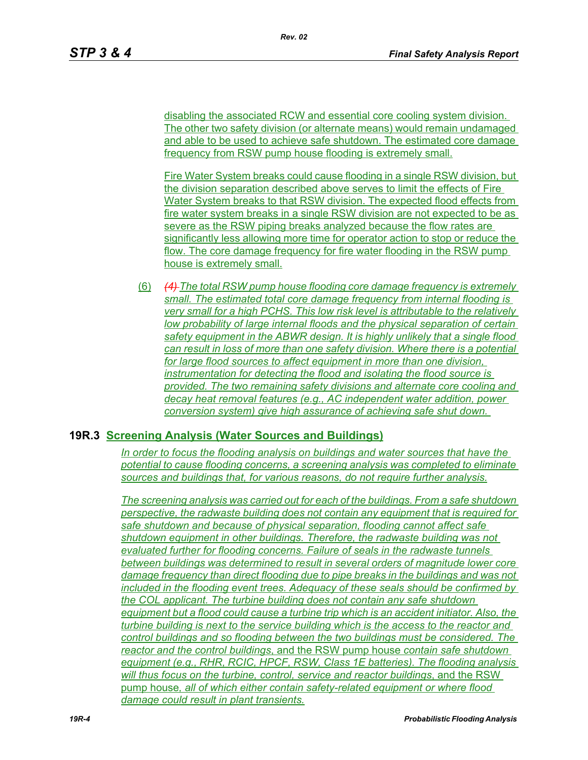disabling the associated RCW and essential core cooling system division. The other two safety division (or alternate means) would remain undamaged and able to be used to achieve safe shutdown. The estimated core damage frequency from RSW pump house flooding is extremely small.

Fire Water System breaks could cause flooding in a single RSW division, but the division separation described above serves to limit the effects of Fire Water System breaks to that RSW division. The expected flood effects from fire water system breaks in a single RSW division are not expected to be as severe as the RSW piping breaks analyzed because the flow rates are significantly less allowing more time for operator action to stop or reduce the flow. The core damage frequency for fire water flooding in the RSW pump house is extremely small.

(6) ~~(4)~~ *The total RSW pump house flooding core damage frequency is extremely small. The estimated total core damage frequency from internal flooding is very small for a high PCHS. This low risk level is attributable to the relatively low probability of large internal floods and the physical separation of certain safety equipment in the ABWR design. It is highly unlikely that a single flood can result in loss of more than one safety division. Where there is a potential for large flood sources to affect equipment in more than one division, instrumentation for detecting the flood and isolating the flood source is provided. The two remaining safety divisions and alternate core cooling and decay heat removal features (e.g., AC independent water addition, power conversion system) give high assurance of achieving safe shut down.*

## 19R.3 Screening Analysis (Water Sources and Buildings)

*In order to focus the flooding analysis on buildings and water sources that have the potential to cause flooding concerns, a screening analysis was completed to eliminate sources and buildings that, for various reasons, do not require further analysis.*

*The screening analysis was carried out for each of the buildings. From a safe shutdown perspective, the radwaste building does not contain any equipment that is required for safe shutdown and because of physical separation, flooding cannot affect safe shutdown equipment in other buildings. Therefore, the radwaste building was not evaluated further for flooding concerns. Failure of seals in the radwaste tunnels between buildings was determined to result in several orders of magnitude lower core damage frequency than direct flooding due to pipe breaks in the buildings and was not included in the flooding event trees. Adequacy of these seals should be confirmed by the COL applicant. The turbine building does not contain any safe shutdown equipment but a flood could cause a turbine trip which is an accident initiator. Also, the turbine building is next to the service building which is the access to the reactor and control buildings and so flooding between the two buildings must be considered. The reactor and the control buildings*, and the RSW pump house *contain safe shutdown equipment (e.g., RHR, RCIC, HPCF, RSW, Class 1E batteries). The flooding analysis will thus focus on the turbine, control, service and reactor buildings*, and the RSW pump house, *all of which either contain safety-related equipment or where flood damage could result in plant transients.*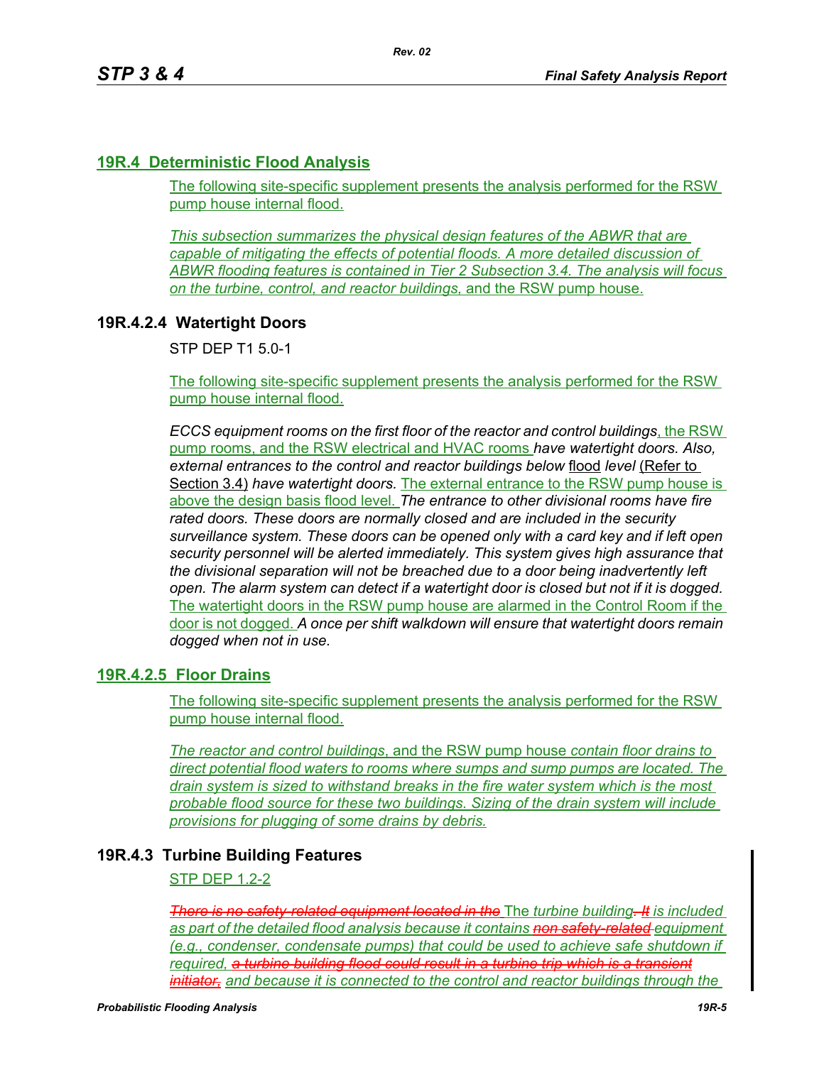## 19R.4 Deterministic Flood Analysis

The following site-specific supplement presents the analysis performed for the RSW pump house internal flood.

*This subsection summarizes the physical design features of the ABWR that are capable of mitigating the effects of potential floods. A more detailed discussion of ABWR flooding features is contained in Tier 2 Subsection 3.4. The analysis will focus on the turbine, control, and reactor buildings,* and the RSW pump house.

### 19R.4.2.4 Watertight Doors

STP DEP T1 5.0-1

The following site-specific supplement presents the analysis performed for the RSW pump house internal flood.

*ECCS equipment rooms on the first floor of the reactor and control buildings*, the RSW pump rooms, and the RSW electrical and HVAC rooms *have watertight doors. Also, external entrances to the control and reactor buildings below* flood *level* (Refer to Section 3.4) *have watertight doors.* The external entrance to the RSW pump house is above the design basis flood level. *The entrance to other divisional rooms have fire rated doors. These doors are normally closed and are included in the security surveillance system. These doors can be opened only with a card key and if left open security personnel will be alerted immediately. This system gives high assurance that the divisional separation will not be breached due to a door being inadvertently left open. The alarm system can detect if a watertight door is closed but not if it is dogged.* The watertight doors in the RSW pump house are alarmed in the Control Room if the door is not dogged. *A once per shift walkdown will ensure that watertight doors remain dogged when not in use.*

### 19R.4.2.5 Floor Drains

The following site-specific supplement presents the analysis performed for the RSW pump house internal flood.

*The reactor and control buildings*, and the RSW pump house *contain floor drains to direct potential flood waters to rooms where sumps and sump pumps are located. The drain system is sized to withstand breaks in the fire water system which is the most probable flood source for these two buildings. Sizing of the drain system will include provisions for plugging of some drains by debris.*

### 19R.4.3 Turbine Building Features

STP DEP 1.2-2

~~*There is no safety-related equipment located in the*~~ The *turbine building*~~*. It*~~ *is included as part of the detailed flood analysis because it contains* ~~*non safety-related*~~ *equipment (e.g., condenser, condensate pumps) that could be used to achieve safe shutdown if required,* ~~*a turbine building flood could result in a turbine trip which is a transient initiator,*~~ *and because it is connected to the control and reactor buildings through the*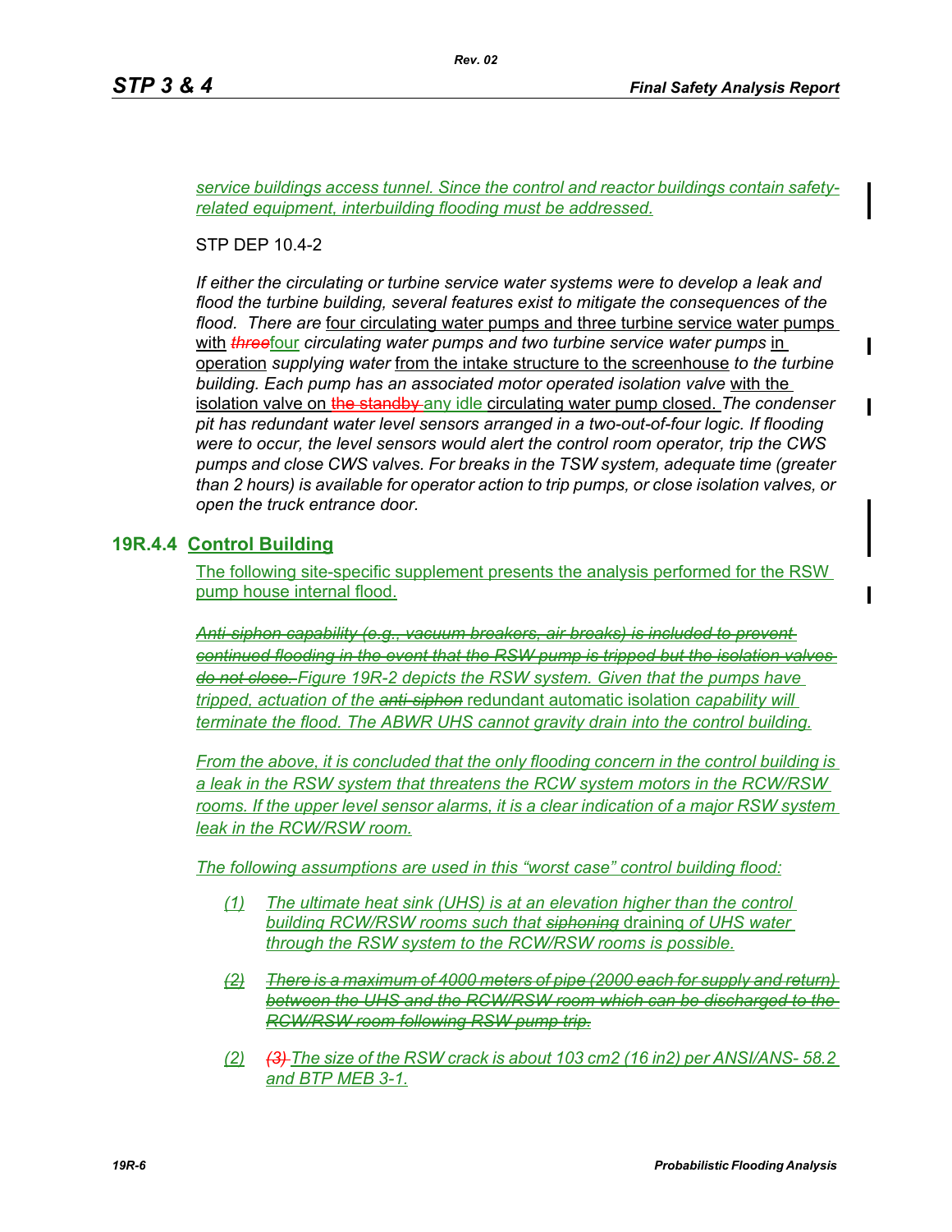*service buildings access tunnel. Since the control and reactor buildings contain safety-related equipment, interbuilding flooding must be addressed.*

STP DEP 10.4-2

*If either the circulating or turbine service water systems were to develop a leak and flood the turbine building, several features exist to mitigate the consequences of the flood. There are* four circulating water pumps and three turbine service water pumps with ~~*three*~~four *circulating water pumps and two turbine service water pumps* in operation *supplying water* from the intake structure to the screenhouse *to the turbine building. Each pump has an associated motor operated isolation valve* with the isolation valve on ~~the standby~~ any idle circulating water pump closed. *The condenser pit has redundant water level sensors arranged in a two-out-of-four logic. If flooding were to occur, the level sensors would alert the control room operator, trip the CWS pumps and close CWS valves. For breaks in the TSW system, adequate time (greater than 2 hours) is available for operator action to trip pumps, or close isolation valves, or open the truck entrance door.*

## 19R.4.4 Control Building

The following site-specific supplement presents the analysis performed for the RSW pump house internal flood.

~~*Anti-siphon capability (e.g., vacuum breakers, air breaks) is included to prevent continued flooding in the event that the RSW pump is tripped but the isolation valves do not close.*~~ *Figure 19R-2 depicts the RSW system. Given that the pumps have tripped, actuation of the* ~~*anti-siphon*~~ redundant automatic isolation *capability will terminate the flood. The ABWR UHS cannot gravity drain into the control building.*

*From the above, it is concluded that the only flooding concern in the control building is a leak in the RSW system that threatens the RCW system motors in the RCW/RSW rooms. If the upper level sensor alarms, it is a clear indication of a major RSW system leak in the RCW/RSW room.*

*The following assumptions are used in this "worst case" control building flood:*

- *(1) The ultimate heat sink (UHS) is at an elevation higher than the control building RCW/RSW rooms such that* ~~*siphoning*~~ draining *of UHS water through the RSW system to the RCW/RSW rooms is possible.*
- ~~*(2) There is a maximum of 4000 meters of pipe (2000 each for supply and return) between the UHS and the RCW/RSW room which can be discharged to the RCW/RSW room following RSW pump trip.*~~
- *(2)* ~~*(3)*~~ *The size of the RSW crack is about 103 cm2 (16 in2) per ANSI/ANS- 58.2 and BTP MEB 3-1.*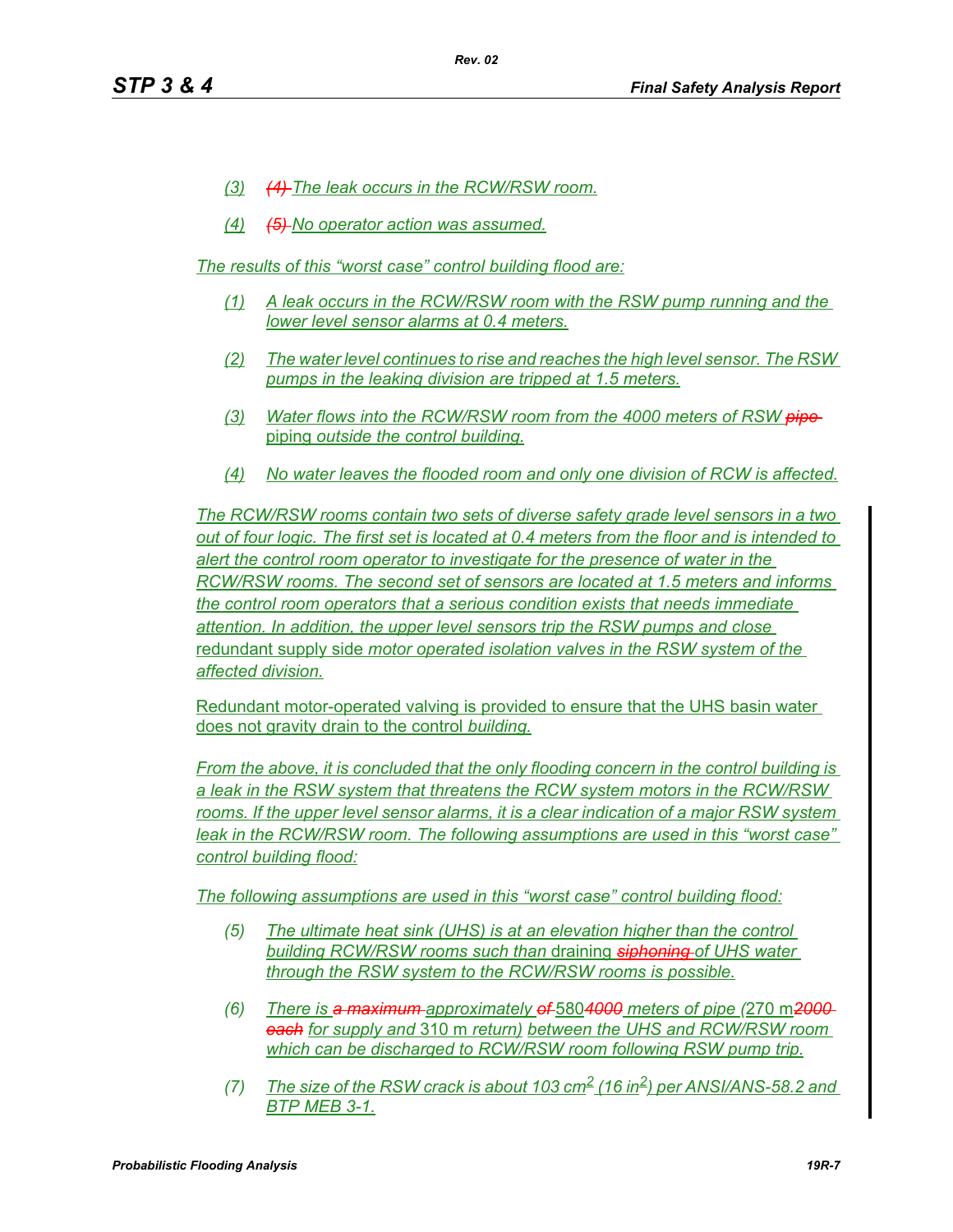(3) ~~(4)~~ The leak occurs in the RCW/RSW room.

(4) ~~(5)~~ No operator action was assumed.

The results of this "worst case" control building flood are:

(1) A leak occurs in the RCW/RSW room with the RSW pump running and the lower level sensor alarms at 0.4 meters.

(2) The water level continues to rise and reaches the high level sensor. The RSW pumps in the leaking division are tripped at 1.5 meters.

(3) Water flows into the RCW/RSW room from the 4000 meters of RSW ~~pipe~~ piping outside the control building.

(4) No water leaves the flooded room and only one division of RCW is affected.

The RCW/RSW rooms contain two sets of diverse safety grade level sensors in a two out of four logic. The first set is located at 0.4 meters from the floor and is intended to alert the control room operator to investigate for the presence of water in the RCW/RSW rooms. The second set of sensors are located at 1.5 meters and informs the control room operators that a serious condition exists that needs immediate attention. In addition, the upper level sensors trip the RSW pumps and close redundant supply side motor operated isolation valves in the RSW system of the affected division.

Redundant motor-operated valving is provided to ensure that the UHS basin water does not gravity drain to the control building.

From the above, it is concluded that the only flooding concern in the control building is a leak in the RSW system that threatens the RCW system motors in the RCW/RSW rooms. If the upper level sensor alarms, it is a clear indication of a major RSW system leak in the RCW/RSW room. The following assumptions are used in this "worst case" control building flood:

The following assumptions are used in this "worst case" control building flood:

(5) The ultimate heat sink (UHS) is at an elevation higher than the control building RCW/RSW rooms such than draining ~~siphoning~~ of UHS water through the RSW system to the RCW/RSW rooms is possible.

(6) There is ~~a maximum~~ approximately ~~of~~ 580~~4000~~ meters of pipe (270 m~~2000 each~~ for supply and 310 m return) between the UHS and RCW/RSW room which can be discharged to RCW/RSW room following RSW pump trip.

(7) The size of the RSW crack is about 103 $cm^2$ (16 $in^2$) per ANSI/ANS-58.2 and BTP MEB 3-1.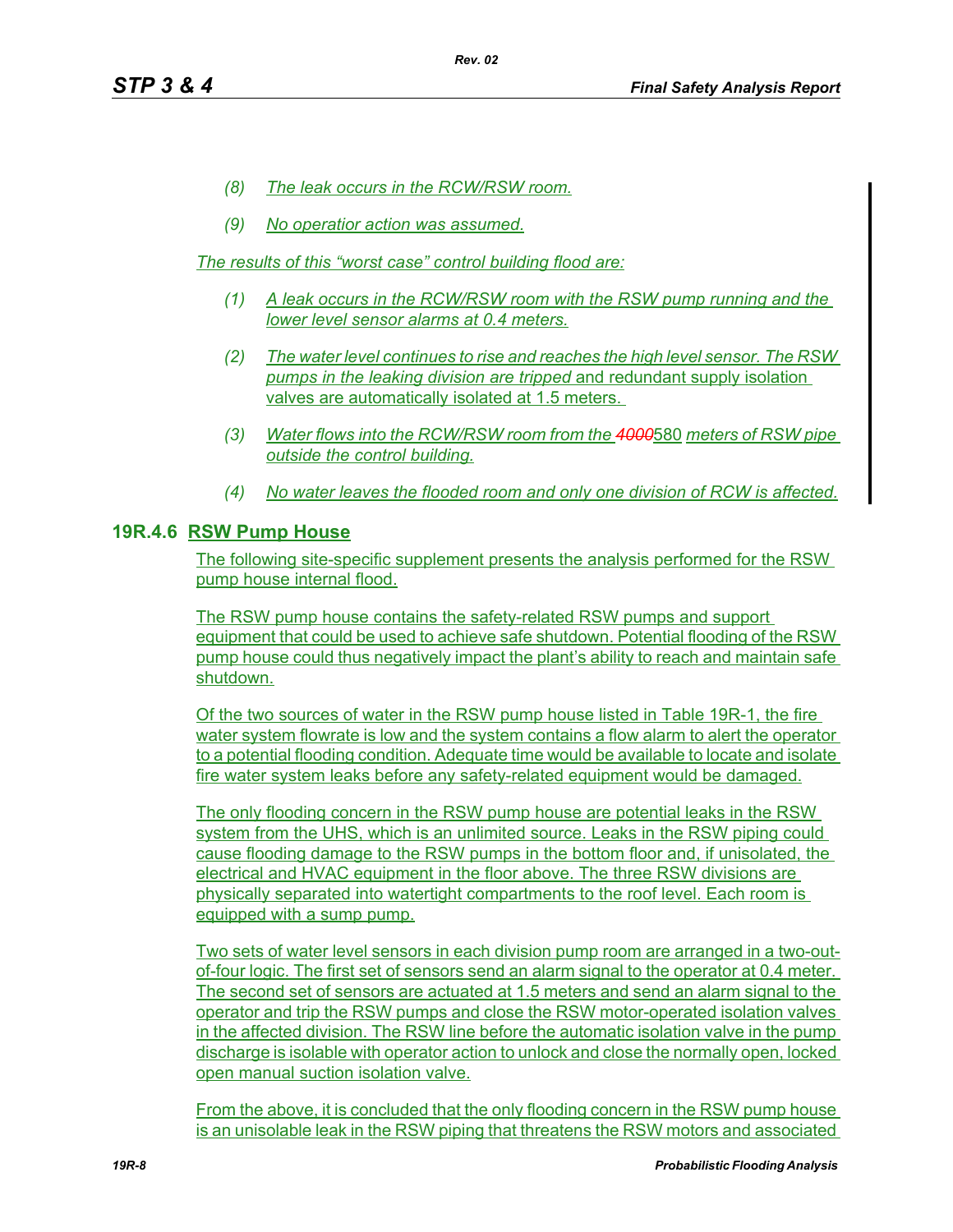(8) *The leak occurs in the RCW/RSW room.*

(9) *No operatior action was assumed.*

*The results of this "worst case" control building flood are:*

(1) *A leak occurs in the RCW/RSW room with the RSW pump running and the lower level sensor alarms at 0.4 meters.*

(2) *The water level continues to rise and reaches the high level sensor. The RSW pumps in the leaking division are tripped* and redundant supply isolation valves are automatically isolated at 1.5 meters.

(3) *Water flows into the RCW/RSW room from the ~~4000~~*580 *meters of RSW pipe outside the control building.*

(4) *No water leaves the flooded room and only one division of RCW is affected.*

### 19R.4.6 RSW Pump House

The following site-specific supplement presents the analysis performed for the RSW pump house internal flood.

The RSW pump house contains the safety-related RSW pumps and support equipment that could be used to achieve safe shutdown. Potential flooding of the RSW pump house could thus negatively impact the plant's ability to reach and maintain safe shutdown.

Of the two sources of water in the RSW pump house listed in Table 19R-1, the fire water system flowrate is low and the system contains a flow alarm to alert the operator to a potential flooding condition. Adequate time would be available to locate and isolate fire water system leaks before any safety-related equipment would be damaged.

The only flooding concern in the RSW pump house are potential leaks in the RSW system from the UHS, which is an unlimited source. Leaks in the RSW piping could cause flooding damage to the RSW pumps in the bottom floor and, if unisolated, the electrical and HVAC equipment in the floor above. The three RSW divisions are physically separated into watertight compartments to the roof level. Each room is equipped with a sump pump.

Two sets of water level sensors in each division pump room are arranged in a two-out-of-four logic. The first set of sensors send an alarm signal to the operator at 0.4 meter. The second set of sensors are actuated at 1.5 meters and send an alarm signal to the operator and trip the RSW pumps and close the RSW motor-operated isolation valves in the affected division. The RSW line before the automatic isolation valve in the pump discharge is isolable with operator action to unlock and close the normally open, locked open manual suction isolation valve.

From the above, it is concluded that the only flooding concern in the RSW pump house is an unisolable leak in the RSW piping that threatens the RSW motors and associated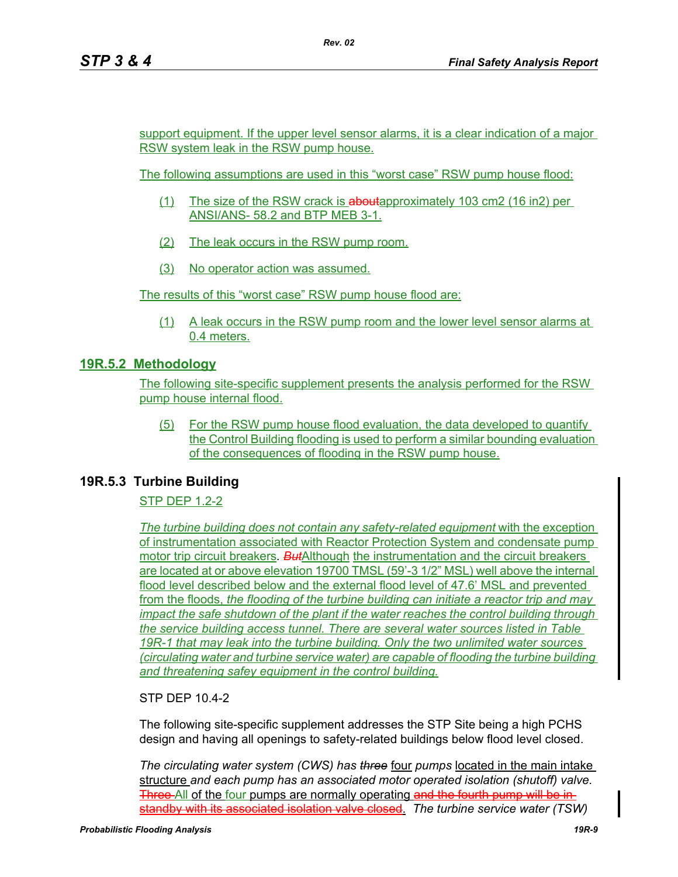support equipment. If the upper level sensor alarms, it is a clear indication of a major RSW system leak in the RSW pump house.

The following assumptions are used in this “worst case” RSW pump house flood:

(1) The size of the RSW crack is ~~about~~approximately 103 cm2 (16 in2) per ANSI/ANS- 58.2 and BTP MEB 3-1.

(2) The leak occurs in the RSW pump room.

(3) No operator action was assumed.

The results of this “worst case” RSW pump house flood are:

(1) A leak occurs in the RSW pump room and the lower level sensor alarms at 0.4 meters.

## 19R.5.2 Methodology

The following site-specific supplement presents the analysis performed for the RSW pump house internal flood.

(5) For the RSW pump house flood evaluation, the data developed to quantify the Control Building flooding is used to perform a similar bounding evaluation of the consequences of flooding in the RSW pump house.

## 19R.5.3 Turbine Building

STP DEP 1.2-2

*The turbine building does not contain any safety-related equipment* with the exception of instrumentation associated with Reactor Protection System and condensate pump motor trip circuit breakers*.* ~~*But*~~Although the instrumentation and the circuit breakers are located at or above elevation 19700 TMSL (59’-3 1/2” MSL) well above the internal flood level described below and the external flood level of 47.6’ MSL and prevented from the floods, *the flooding of the turbine building can initiate a reactor trip and may impact the safe shutdown of the plant if the water reaches the control building through the service building access tunnel. There are several water sources listed in Table 19R-1 that may leak into the turbine building. Only the two unlimited water sources (circulating water and turbine service water) are capable of flooding the turbine building and threatening safey equipment in the control building.*

STP DEP 10.4-2

The following site-specific supplement addresses the STP Site being a high PCHS design and having all openings to safety-related buildings below flood level closed.

*The circulating water system (CWS) has ~~three~~* four *pumps* located in the main intake structure *and each pump has an associated motor operated isolation (shutoff) valve.* ~~Three~~ All of the four pumps are normally operating ~~and the fourth pump will be in standby with its associated isolation valve closed~~. *The turbine service water (TSW)*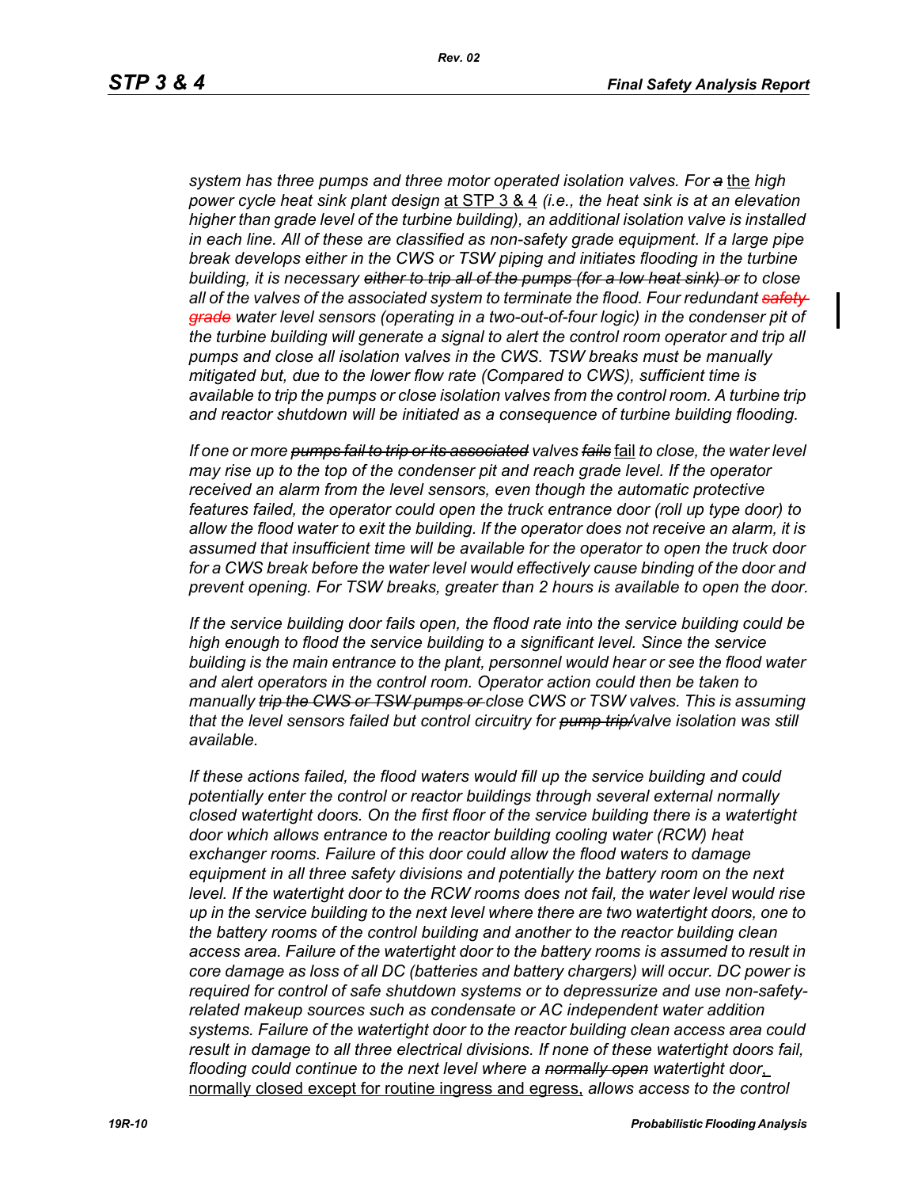*system has three pumps and three motor operated isolation valves. For ~~a~~ the high power cycle heat sink plant design at STP 3 & 4 (i.e., the heat sink is at an elevation higher than grade level of the turbine building), an additional isolation valve is installed in each line. All of these are classified as non-safety grade equipment. If a large pipe break develops either in the CWS or TSW piping and initiates flooding in the turbine building, it is necessary ~~either to trip all of the pumps (for a low heat sink) or~~ to close all of the valves of the associated system to terminate the flood. Four redundant ~~safety-grade~~ water level sensors (operating in a two-out-of-four logic) in the condenser pit of the turbine building will generate a signal to alert the control room operator and trip all pumps and close all isolation valves in the CWS. TSW breaks must be manually mitigated but, due to the lower flow rate (Compared to CWS), sufficient time is available to trip the pumps or close isolation valves from the control room. A turbine trip and reactor shutdown will be initiated as a consequence of turbine building flooding.*

*If one or more ~~pumps fail to trip or its associated~~ valves ~~fails~~ fail to close, the water level may rise up to the top of the condenser pit and reach grade level. If the operator received an alarm from the level sensors, even though the automatic protective features failed, the operator could open the truck entrance door (roll up type door) to allow the flood water to exit the building. If the operator does not receive an alarm, it is assumed that insufficient time will be available for the operator to open the truck door for a CWS break before the water level would effectively cause binding of the door and prevent opening. For TSW breaks, greater than 2 hours is available to open the door.*

*If the service building door fails open, the flood rate into the service building could be high enough to flood the service building to a significant level. Since the service building is the main entrance to the plant, personnel would hear or see the flood water and alert operators in the control room. Operator action could then be taken to manually ~~trip the CWS or TSW pumps or~~ close CWS or TSW valves. This is assuming that the level sensors failed but control circuitry for ~~pump trip/~~valve isolation was still available.*

*If these actions failed, the flood waters would fill up the service building and could potentially enter the control or reactor buildings through several external normally closed watertight doors. On the first floor of the service building there is a watertight door which allows entrance to the reactor building cooling water (RCW) heat exchanger rooms. Failure of this door could allow the flood waters to damage equipment in all three safety divisions and potentially the battery room on the next level. If the watertight door to the RCW rooms does not fail, the water level would rise up in the service building to the next level where there are two watertight doors, one to the battery rooms of the control building and another to the reactor building clean access area. Failure of the watertight door to the battery rooms is assumed to result in core damage as loss of all DC (batteries and battery chargers) will occur. DC power is required for control of safe shutdown systems or to depressurize and use non-safety-related makeup sources such as condensate or AC independent water addition systems. Failure of the watertight door to the reactor building clean access area could result in damage to all three electrical divisions. If none of these watertight doors fail, flooding could continue to the next level where a ~~normally open~~ watertight door, normally closed except for routine ingress and egress, allows access to the control*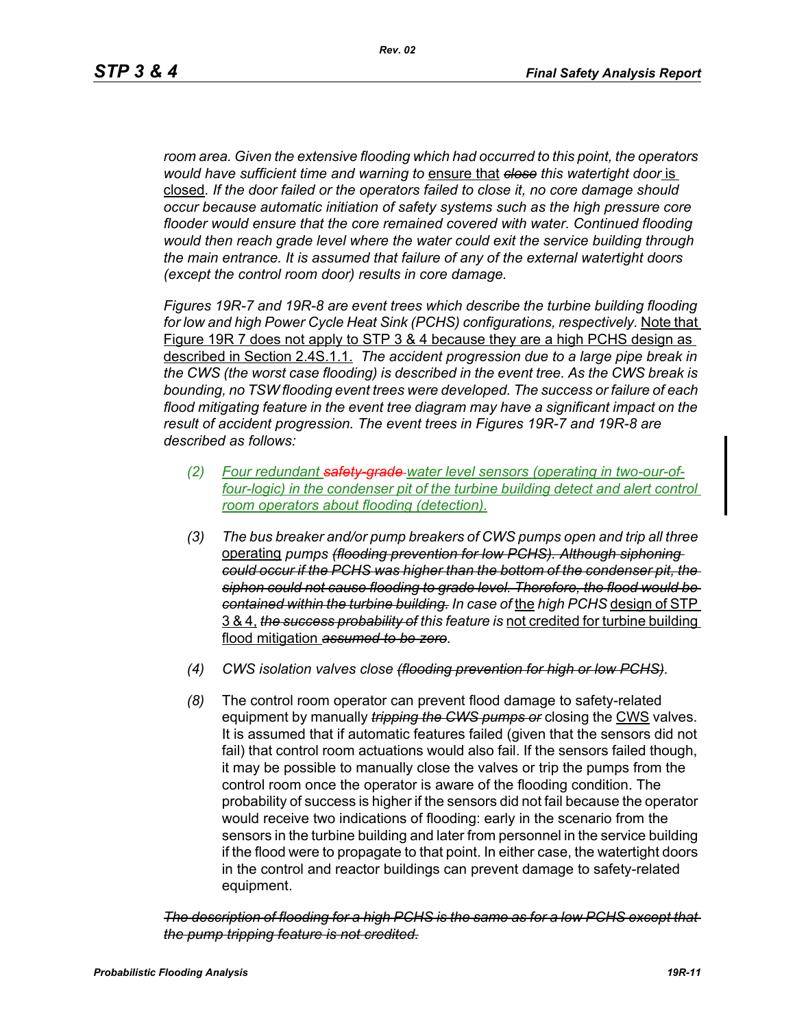*room area. Given the extensive flooding which had occurred to this point, the operators would have sufficient time and warning to* ensure that ~~*close*~~ *this watertight door* is closed*. If the door failed or the operators failed to close it, no core damage should occur because automatic initiation of safety systems such as the high pressure core flooder would ensure that the core remained covered with water. Continued flooding would then reach grade level where the water could exit the service building through the main entrance. It is assumed that failure of any of the external watertight doors (except the control room door) results in core damage.*

*Figures 19R-7 and 19R-8 are event trees which describe the turbine building flooding for low and high Power Cycle Heat Sink (PCHS) configurations, respectively.* Note that Figure 19R 7 does not apply to STP 3 & 4 because they are a high PCHS design as described in Section 2.4S.1.1. *The accident progression due to a large pipe break in the CWS (the worst case flooding) is described in the event tree. As the CWS break is bounding, no TSW flooding event trees were developed. The success or failure of each flood mitigating feature in the event tree diagram may have a significant impact on the result of accident progression. The event trees in Figures 19R-7 and 19R-8 are described as follows:*

- *(2)* *Four redundant ~~safety-grade~~ water level sensors (operating in two-our-of-four-logic) in the condenser pit of the turbine building detect and alert control room operators about flooding (detection).*
- *(3)* *The bus breaker and/or pump breakers of CWS pumps open and trip all three* operating *pumps ~~(flooding prevention for low PCHS). Although siphoning could occur if the PCHS was higher than the bottom of the condenser pit, the siphon could not cause flooding to grade level. Therefore, the flood would be contained within the turbine building.~~ In case of* the *high PCHS* design of STP 3 & 4, ~~*the success probability of*~~ *this feature is* not credited for turbine building flood mitigation ~~*assumed to be zero*~~*.*
- *(4)* *CWS isolation valves close ~~(flooding prevention for high or low PCHS)~~.*
- *(8)* The control room operator can prevent flood damage to safety-related equipment by manually ~~*tripping the CWS pumps or*~~ closing the CWS valves. It is assumed that if automatic features failed (given that the sensors did not fail) that control room actuations would also fail. If the sensors failed though, it may be possible to manually close the valves or trip the pumps from the control room once the operator is aware of the flooding condition. The probability of success is higher if the sensors did not fail because the operator would receive two indications of flooding: early in the scenario from the sensors in the turbine building and later from personnel in the service building if the flood were to propagate to that point. In either case, the watertight doors in the control and reactor buildings can prevent damage to safety-related equipment.

~~*The description of flooding for a high PCHS is the same as for a low PCHS except that the pump tripping feature is not credited.*~~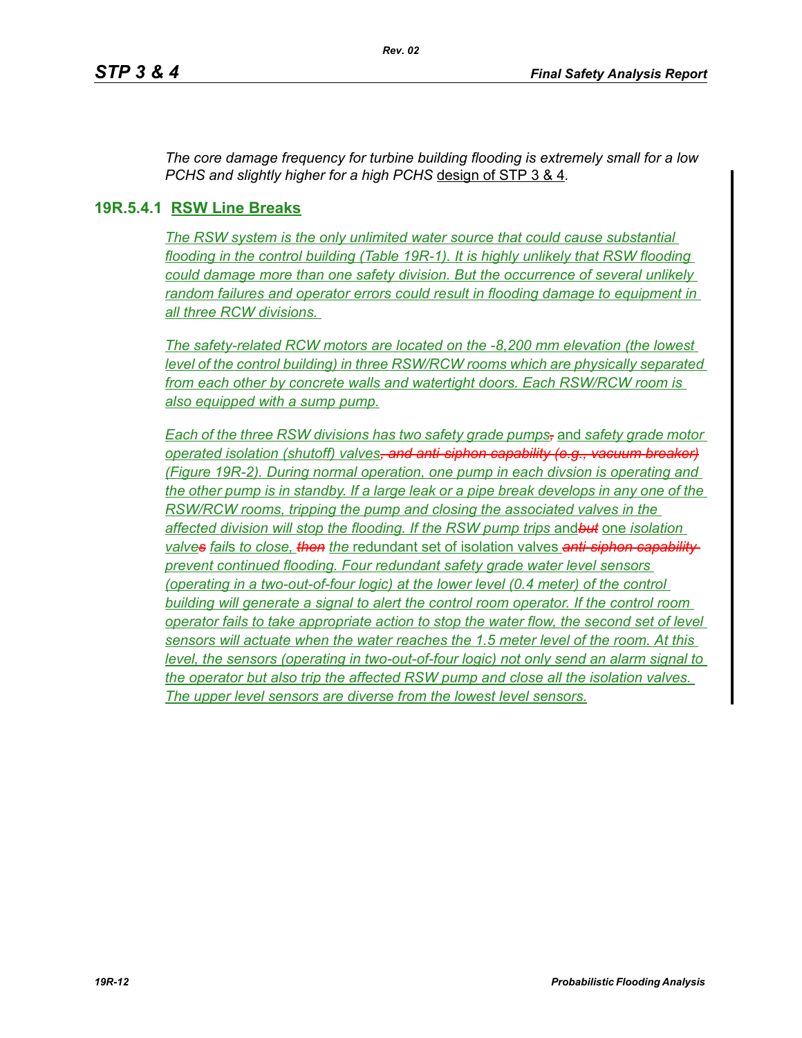*The core damage frequency for turbine building flooding is extremely small for a low PCHS and slightly higher for a high PCHS* design of STP 3 & 4*.*

## 19R.5.4.1 RSW Line Breaks

*The RSW system is the only unlimited water source that could cause substantial flooding in the control building (Table 19R-1). It is highly unlikely that RSW flooding could damage more than one safety division. But the occurrence of several unlikely random failures and operator errors could result in flooding damage to equipment in all three RCW divisions.*

*The safety-related RCW motors are located on the -8,200 mm elevation (the lowest level of the control building) in three RSW/RCW rooms which are physically separated from each other by concrete walls and watertight doors. Each RSW/RCW room is also equipped with a sump pump.*

*Each of the three RSW divisions has two safety grade pumps,* and *safety grade motor operated isolation (shutoff) valves, and anti-siphon capability (e.g., vacuum breaker) (Figure 19R-2). During normal operation, one pump in each divsion is operating and the other pump is in standby. If a large leak or a pipe break develops in any one of the RSW/RCW rooms, tripping the pump and closing the associated valves in the affected division will stop the flooding. If the RSW pump trips* and*but* one *isolation valves fails to close, then the* redundant set of isolation valves *anti-siphon capability prevent continued flooding. Four redundant safety grade water level sensors (operating in a two-out-of-four logic) at the lower level (0.4 meter) of the control building will generate a signal to alert the control room operator. If the control room operator fails to take appropriate action to stop the water flow, the second set of level sensors will actuate when the water reaches the 1.5 meter level of the room. At this level, the sensors (operating in two-out-of-four logic) not only send an alarm signal to the operator but also trip the affected RSW pump and close all the isolation valves. The upper level sensors are diverse from the lowest level sensors.*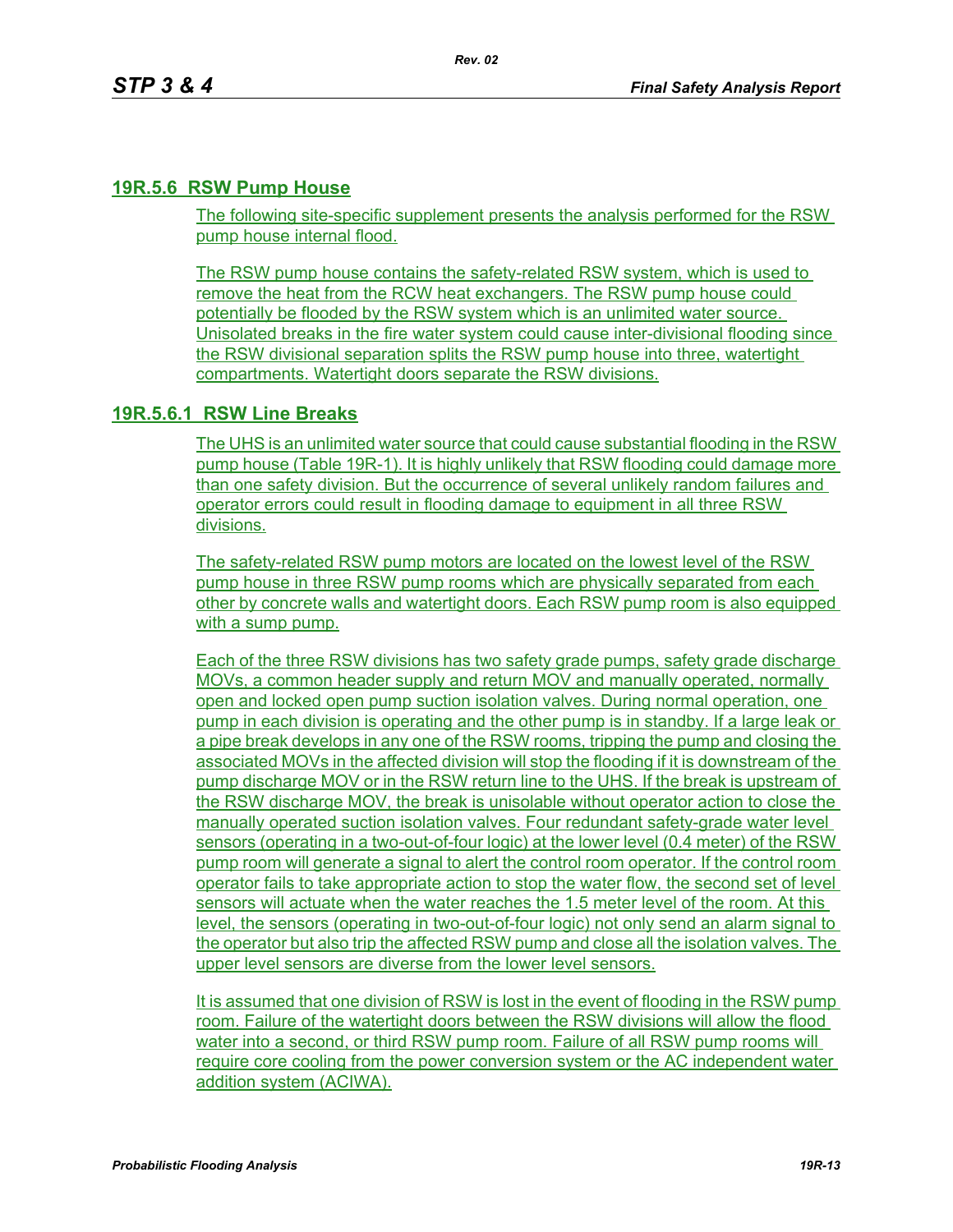## 19R.5.6 RSW Pump House

The following site-specific supplement presents the analysis performed for the RSW pump house internal flood.

The RSW pump house contains the safety-related RSW system, which is used to remove the heat from the RCW heat exchangers. The RSW pump house could potentially be flooded by the RSW system which is an unlimited water source. Unisolated breaks in the fire water system could cause inter-divisional flooding since the RSW divisional separation splits the RSW pump house into three, watertight compartments. Watertight doors separate the RSW divisions.

### 19R.5.6.1 RSW Line Breaks

The UHS is an unlimited water source that could cause substantial flooding in the RSW pump house (Table 19R-1). It is highly unlikely that RSW flooding could damage more than one safety division. But the occurrence of several unlikely random failures and operator errors could result in flooding damage to equipment in all three RSW divisions.

The safety-related RSW pump motors are located on the lowest level of the RSW pump house in three RSW pump rooms which are physically separated from each other by concrete walls and watertight doors. Each RSW pump room is also equipped with a sump pump.

Each of the three RSW divisions has two safety grade pumps, safety grade discharge MOVs, a common header supply and return MOV and manually operated, normally open and locked open pump suction isolation valves. During normal operation, one pump in each division is operating and the other pump is in standby. If a large leak or a pipe break develops in any one of the RSW rooms, tripping the pump and closing the associated MOVs in the affected division will stop the flooding if it is downstream of the pump discharge MOV or in the RSW return line to the UHS. If the break is upstream of the RSW discharge MOV, the break is unisolable without operator action to close the manually operated suction isolation valves. Four redundant safety-grade water level sensors (operating in a two-out-of-four logic) at the lower level (0.4 meter) of the RSW pump room will generate a signal to alert the control room operator. If the control room operator fails to take appropriate action to stop the water flow, the second set of level sensors will actuate when the water reaches the 1.5 meter level of the room. At this level, the sensors (operating in two-out-of-four logic) not only send an alarm signal to the operator but also trip the affected RSW pump and close all the isolation valves. The upper level sensors are diverse from the lower level sensors.

It is assumed that one division of RSW is lost in the event of flooding in the RSW pump room. Failure of the watertight doors between the RSW divisions will allow the flood water into a second, or third RSW pump room. Failure of all RSW pump rooms will require core cooling from the power conversion system or the AC independent water addition system (ACIWA).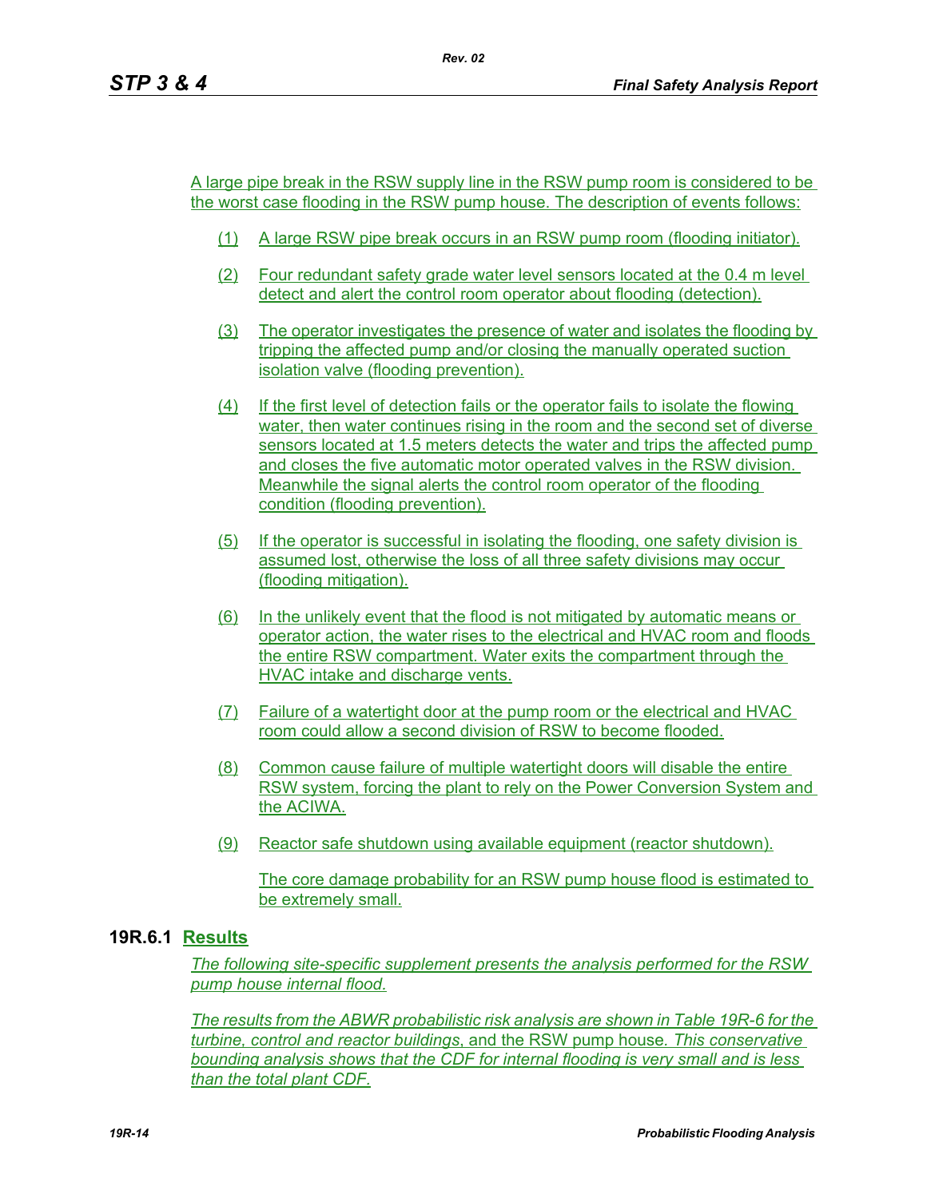A large pipe break in the RSW supply line in the RSW pump room is considered to be the worst case flooding in the RSW pump house. The description of events follows:

(1) A large RSW pipe break occurs in an RSW pump room (flooding initiator).

(2) Four redundant safety grade water level sensors located at the 0.4 m level detect and alert the control room operator about flooding (detection).

(3) The operator investigates the presence of water and isolates the flooding by tripping the affected pump and/or closing the manually operated suction isolation valve (flooding prevention).

(4) If the first level of detection fails or the operator fails to isolate the flowing water, then water continues rising in the room and the second set of diverse sensors located at 1.5 meters detects the water and trips the affected pump and closes the five automatic motor operated valves in the RSW division. Meanwhile the signal alerts the control room operator of the flooding condition (flooding prevention).

(5) If the operator is successful in isolating the flooding, one safety division is assumed lost, otherwise the loss of all three safety divisions may occur (flooding mitigation).

(6) In the unlikely event that the flood is not mitigated by automatic means or operator action, the water rises to the electrical and HVAC room and floods the entire RSW compartment. Water exits the compartment through the HVAC intake and discharge vents.

(7) Failure of a watertight door at the pump room or the electrical and HVAC room could allow a second division of RSW to become flooded.

(8) Common cause failure of multiple watertight doors will disable the entire RSW system, forcing the plant to rely on the Power Conversion System and the ACIWA.

(9) Reactor safe shutdown using available equipment (reactor shutdown).

The core damage probability for an RSW pump house flood is estimated to be extremely small.

## 19R.6.1 Results

*The following site-specific supplement presents the analysis performed for the RSW pump house internal flood.*

*The results from the ABWR probabilistic risk analysis are shown in Table 19R-6 for the turbine, control and reactor buildings*, and the RSW pump house. *This conservative bounding analysis shows that the CDF for internal flooding is very small and is less than the total plant CDF.*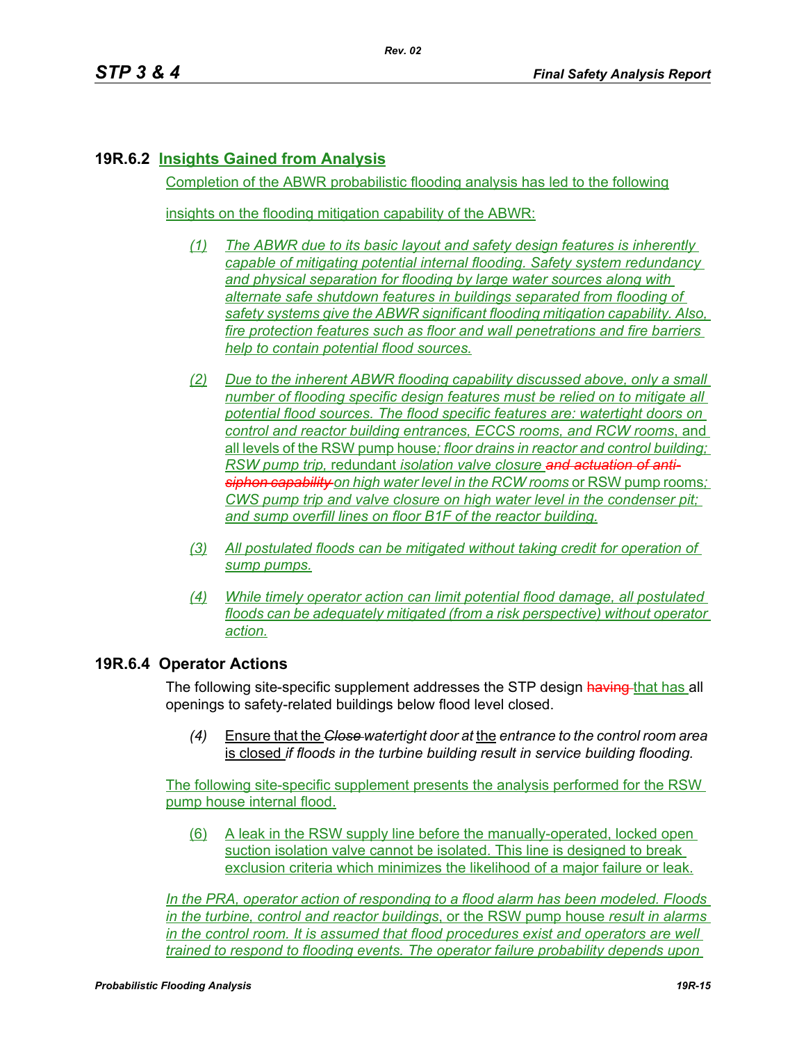## 19R.6.2 Insights Gained from Analysis

Completion of the ABWR probabilistic flooding analysis has led to the following insights on the flooding mitigation capability of the ABWR:

*(1)* *The ABWR due to its basic layout and safety design features is inherently capable of mitigating potential internal flooding. Safety system redundancy and physical separation for flooding by large water sources along with alternate safe shutdown features in buildings separated from flooding of safety systems give the ABWR significant flooding mitigation capability. Also, fire protection features such as floor and wall penetrations and fire barriers help to contain potential flood sources.*

*(2)* *Due to the inherent ABWR flooding capability discussed above, only a small number of flooding specific design features must be relied on to mitigate all potential flood sources. The flood specific features are: watertight doors on control and reactor building entrances, ECCS rooms, and RCW rooms*, and all levels of the RSW pump house*; floor drains in reactor and control building; RSW pump trip,* redundant *isolation valve closure* ~~*and actuation of anti-siphon capability*~~ *on high water level in the RCW rooms* or RSW pump rooms*; CWS pump trip and valve closure on high water level in the condenser pit; and sump overfill lines on floor B1F of the reactor building.*

*(3)* *All postulated floods can be mitigated without taking credit for operation of sump pumps.*

*(4)* *While timely operator action can limit potential flood damage, all postulated floods can be adequately mitigated (from a risk perspective) without operator action.*

## 19R.6.4 Operator Actions

The following site-specific supplement addresses the STP design ~~having~~ that has all openings to safety-related buildings below flood level closed.

*(4)* Ensure that the ~~*Close*~~ *watertight door at* the *entrance to the control room area* is closed *if floods in the turbine building result in service building flooding.*

The following site-specific supplement presents the analysis performed for the RSW pump house internal flood.

(6) A leak in the RSW supply line before the manually-operated, locked open suction isolation valve cannot be isolated. This line is designed to break exclusion criteria which minimizes the likelihood of a major failure or leak.

*In the PRA, operator action of responding to a flood alarm has been modeled. Floods in the turbine, control and reactor buildings*, or the RSW pump house *result in alarms in the control room. It is assumed that flood procedures exist and operators are well trained to respond to flooding events. The operator failure probability depends upon*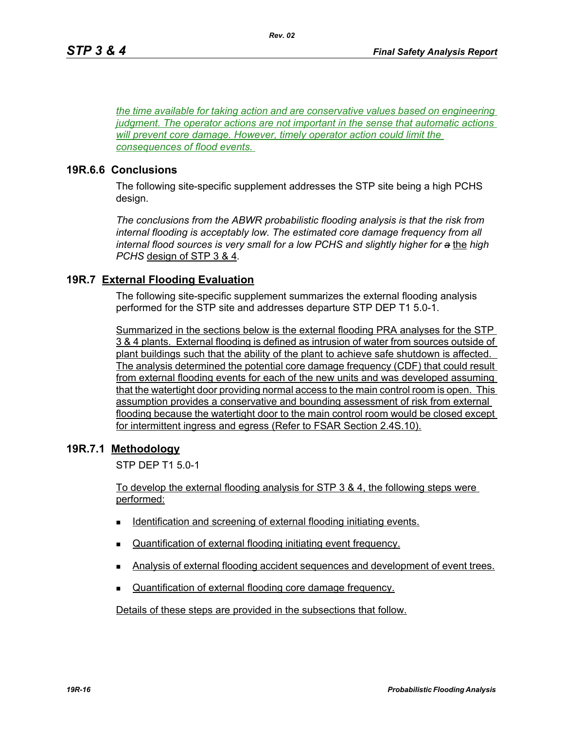*the time available for taking action and are conservative values based on engineering judgment. The operator actions are not important in the sense that automatic actions will prevent core damage. However, timely operator action could limit the consequences of flood events.*

## 19R.6.6 Conclusions

The following site-specific supplement addresses the STP site being a high PCHS design.

*The conclusions from the ABWR probabilistic flooding analysis is that the risk from internal flooding is acceptably low. The estimated core damage frequency from all internal flood sources is very small for a low PCHS and slightly higher for ~~a~~* the *high PCHS* design of STP 3 & 4.

## 19R.7 External Flooding Evaluation

The following site-specific supplement summarizes the external flooding analysis performed for the STP site and addresses departure STP DEP T1 5.0-1.

Summarized in the sections below is the external flooding PRA analyses for the STP 3 & 4 plants. External flooding is defined as intrusion of water from sources outside of plant buildings such that the ability of the plant to achieve safe shutdown is affected. The analysis determined the potential core damage frequency (CDF) that could result from external flooding events for each of the new units and was developed assuming that the watertight door providing normal access to the main control room is open. This assumption provides a conservative and bounding assessment of risk from external flooding because the watertight door to the main control room would be closed except for intermittent ingress and egress (Refer to FSAR Section 2.4S.10).

## 19R.7.1 Methodology

STP DEP T1 5.0-1

To develop the external flooding analysis for STP 3 & 4, the following steps were performed:

- Identification and screening of external flooding initiating events.
- Quantification of external flooding initiating event frequency.
- Analysis of external flooding accident sequences and development of event trees.
- Quantification of external flooding core damage frequency.

Details of these steps are provided in the subsections that follow.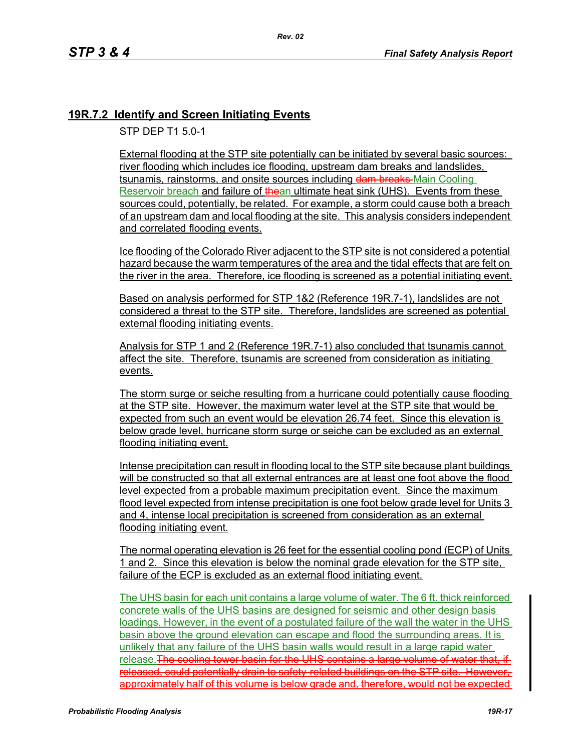## 19R.7.2 Identify and Screen Initiating Events

STP DEP T1 5.0-1

External flooding at the STP site potentially can be initiated by several basic sources: river flooding which includes ice flooding, upstream dam breaks and landslides, tsunamis, rainstorms, and onsite sources including ~~dam breaks~~ Main Cooling Reservoir breach and failure of ~~the~~an ultimate heat sink (UHS). Events from these sources could, potentially, be related. For example, a storm could cause both a breach of an upstream dam and local flooding at the site. This analysis considers independent and correlated flooding events.

Ice flooding of the Colorado River adjacent to the STP site is not considered a potential hazard because the warm temperatures of the area and the tidal effects that are felt on the river in the area. Therefore, ice flooding is screened as a potential initiating event.

Based on analysis performed for STP 1&2 (Reference 19R.7-1), landslides are not considered a threat to the STP site. Therefore, landslides are screened as potential external flooding initiating events.

Analysis for STP 1 and 2 (Reference 19R.7-1) also concluded that tsunamis cannot affect the site. Therefore, tsunamis are screened from consideration as initiating events.

The storm surge or seiche resulting from a hurricane could potentially cause flooding at the STP site. However, the maximum water level at the STP site that would be expected from such an event would be elevation 26.74 feet. Since this elevation is below grade level, hurricane storm surge or seiche can be excluded as an external flooding initiating event.

Intense precipitation can result in flooding local to the STP site because plant buildings will be constructed so that all external entrances are at least one foot above the flood level expected from a probable maximum precipitation event. Since the maximum flood level expected from intense precipitation is one foot below grade level for Units 3 and 4, intense local precipitation is screened from consideration as an external flooding initiating event.

The normal operating elevation is 26 feet for the essential cooling pond (ECP) of Units 1 and 2. Since this elevation is below the nominal grade elevation for the STP site, failure of the ECP is excluded as an external flood initiating event.

The UHS basin for each unit contains a large volume of water. The 6 ft. thick reinforced concrete walls of the UHS basins are designed for seismic and other design basis loadings. However, in the event of a postulated failure of the wall the water in the UHS basin above the ground elevation can escape and flood the surrounding areas. It is unlikely that any failure of the UHS basin walls would result in a large rapid water release.~~The cooling tower basin for the UHS contains a large volume of water that, if released, could potentially drain to safety-related buildings on the STP site. However, approximately half of this volume is below grade and, therefore, would not be expected~~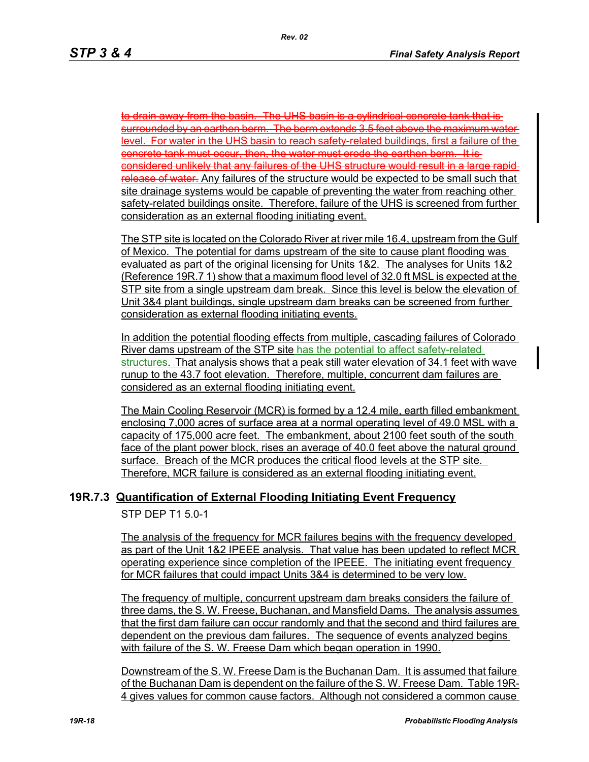~~to drain away from the basin. The UHS basin is a cylindrical concrete tank that is surrounded by an earthen berm. The berm extends 3.5 feet above the maximum water level. For water in the UHS basin to reach safety-related buildings, first a failure of the concrete tank must occur, then, the water must erode the earthen berm. It is considered unlikely that any failures of the UHS structure would result in a large rapid release of water.~~ Any failures of the structure would be expected to be small such that site drainage systems would be capable of preventing the water from reaching other safety-related buildings onsite. Therefore, failure of the UHS is screened from further consideration as an external flooding initiating event.

The STP site is located on the Colorado River at river mile 16.4, upstream from the Gulf of Mexico. The potential for dams upstream of the site to cause plant flooding was evaluated as part of the original licensing for Units 1&2. The analyses for Units 1&2 (Reference 19R.7 1) show that a maximum flood level of 32.0 ft MSL is expected at the STP site from a single upstream dam break. Since this level is below the elevation of Unit 3&4 plant buildings, single upstream dam breaks can be screened from further consideration as external flooding initiating events.

In addition the potential flooding effects from multiple, cascading failures of Colorado River dams upstream of the STP site has the potential to affect safety-related structures. That analysis shows that a peak still water elevation of 34.1 feet with wave runup to the 43.7 foot elevation. Therefore, multiple, concurrent dam failures are considered as an external flooding initiating event.

The Main Cooling Reservoir (MCR) is formed by a 12.4 mile, earth filled embankment enclosing 7,000 acres of surface area at a normal operating level of 49.0 MSL with a capacity of 175,000 acre feet. The embankment, about 2100 feet south of the south face of the plant power block, rises an average of 40.0 feet above the natural ground surface. Breach of the MCR produces the critical flood levels at the STP site. Therefore, MCR failure is considered as an external flooding initiating event.

## 19R.7.3 Quantification of External Flooding Initiating Event Frequency

STP DEP T1 5.0-1

The analysis of the frequency for MCR failures begins with the frequency developed as part of the Unit 1&2 IPEEE analysis. That value has been updated to reflect MCR operating experience since completion of the IPEEE. The initiating event frequency for MCR failures that could impact Units 3&4 is determined to be very low.

The frequency of multiple, concurrent upstream dam breaks considers the failure of three dams, the S. W. Freese, Buchanan, and Mansfield Dams. The analysis assumes that the first dam failure can occur randomly and that the second and third failures are dependent on the previous dam failures. The sequence of events analyzed begins with failure of the S. W. Freese Dam which began operation in 1990.

Downstream of the S. W. Freese Dam is the Buchanan Dam. It is assumed that failure of the Buchanan Dam is dependent on the failure of the S. W. Freese Dam. Table 19R-4 gives values for common cause factors. Although not considered a common cause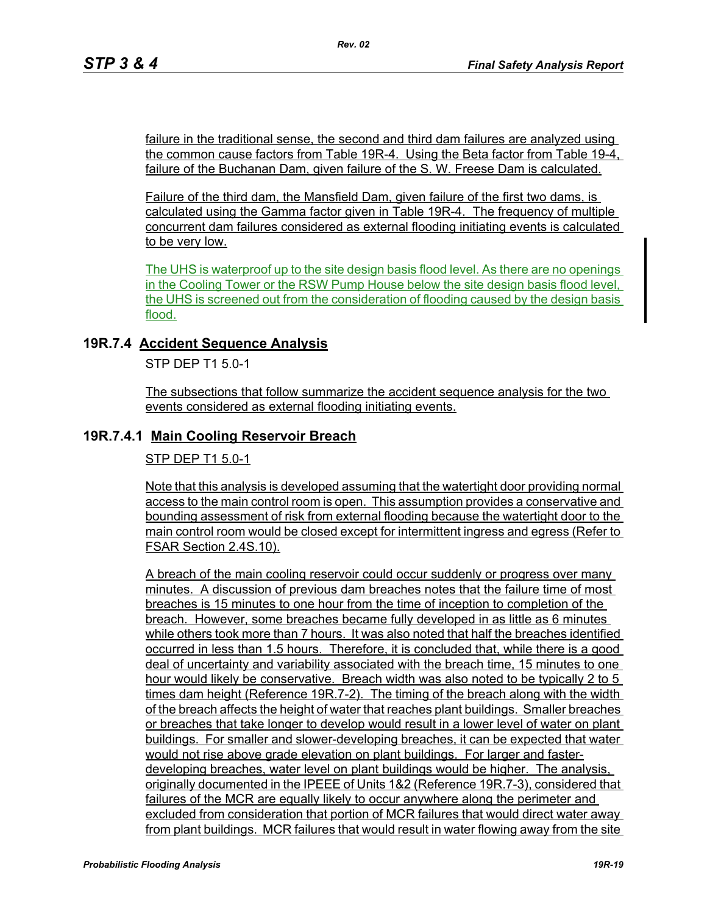failure in the traditional sense, the second and third dam failures are analyzed using the common cause factors from Table 19R-4. Using the Beta factor from Table 19-4, failure of the Buchanan Dam, given failure of the S. W. Freese Dam is calculated.

Failure of the third dam, the Mansfield Dam, given failure of the first two dams, is calculated using the Gamma factor given in Table 19R-4. The frequency of multiple concurrent dam failures considered as external flooding initiating events is calculated to be very low.

The UHS is waterproof up to the site design basis flood level. As there are no openings in the Cooling Tower or the RSW Pump House below the site design basis flood level, the UHS is screened out from the consideration of flooding caused by the design basis flood.

## 19R.7.4 Accident Sequence Analysis

STP DEP T1 5.0-1

The subsections that follow summarize the accident sequence analysis for the two events considered as external flooding initiating events.

### 19R.7.4.1 Main Cooling Reservoir Breach

STP DEP T1 5.0-1

Note that this analysis is developed assuming that the watertight door providing normal access to the main control room is open. This assumption provides a conservative and bounding assessment of risk from external flooding because the watertight door to the main control room would be closed except for intermittent ingress and egress (Refer to FSAR Section 2.4S.10).

A breach of the main cooling reservoir could occur suddenly or progress over many minutes. A discussion of previous dam breaches notes that the failure time of most breaches is 15 minutes to one hour from the time of inception to completion of the breach. However, some breaches became fully developed in as little as 6 minutes while others took more than 7 hours. It was also noted that half the breaches identified occurred in less than 1.5 hours. Therefore, it is concluded that, while there is a good deal of uncertainty and variability associated with the breach time, 15 minutes to one hour would likely be conservative. Breach width was also noted to be typically 2 to 5 times dam height (Reference 19R.7-2). The timing of the breach along with the width of the breach affects the height of water that reaches plant buildings. Smaller breaches or breaches that take longer to develop would result in a lower level of water on plant buildings. For smaller and slower-developing breaches, it can be expected that water would not rise above grade elevation on plant buildings. For larger and faster-developing breaches, water level on plant buildings would be higher. The analysis, originally documented in the IPEEE of Units 1&2 (Reference 19R.7-3), considered that failures of the MCR are equally likely to occur anywhere along the perimeter and excluded from consideration that portion of MCR failures that would direct water away from plant buildings. MCR failures that would result in water flowing away from the site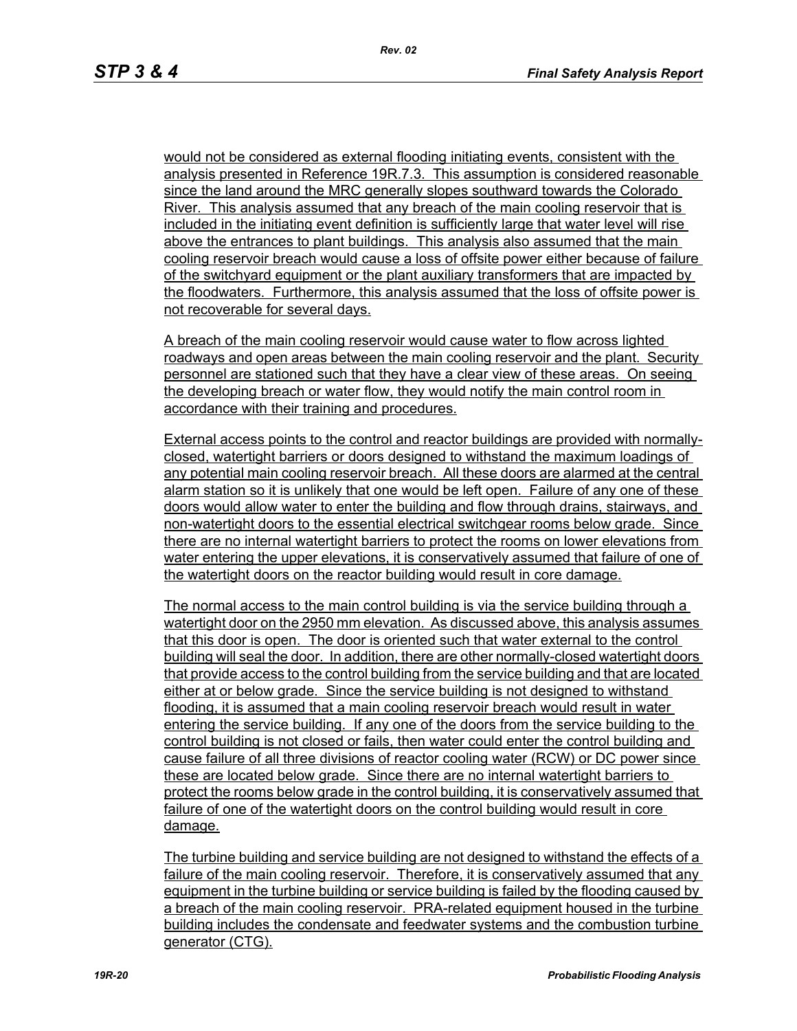would not be considered as external flooding initiating events, consistent with the analysis presented in Reference 19R.7.3. This assumption is considered reasonable since the land around the MRC generally slopes southward towards the Colorado River. This analysis assumed that any breach of the main cooling reservoir that is included in the initiating event definition is sufficiently large that water level will rise above the entrances to plant buildings. This analysis also assumed that the main cooling reservoir breach would cause a loss of offsite power either because of failure of the switchyard equipment or the plant auxiliary transformers that are impacted by the floodwaters. Furthermore, this analysis assumed that the loss of offsite power is not recoverable for several days.

A breach of the main cooling reservoir would cause water to flow across lighted roadways and open areas between the main cooling reservoir and the plant. Security personnel are stationed such that they have a clear view of these areas. On seeing the developing breach or water flow, they would notify the main control room in accordance with their training and procedures.

External access points to the control and reactor buildings are provided with normally-closed, watertight barriers or doors designed to withstand the maximum loadings of any potential main cooling reservoir breach. All these doors are alarmed at the central alarm station so it is unlikely that one would be left open. Failure of any one of these doors would allow water to enter the building and flow through drains, stairways, and non-watertight doors to the essential electrical switchgear rooms below grade. Since there are no internal watertight barriers to protect the rooms on lower elevations from water entering the upper elevations, it is conservatively assumed that failure of one of the watertight doors on the reactor building would result in core damage.

The normal access to the main control building is via the service building through a watertight door on the 2950 mm elevation. As discussed above, this analysis assumes that this door is open. The door is oriented such that water external to the control building will seal the door. In addition, there are other normally-closed watertight doors that provide access to the control building from the service building and that are located either at or below grade. Since the service building is not designed to withstand flooding, it is assumed that a main cooling reservoir breach would result in water entering the service building. If any one of the doors from the service building to the control building is not closed or fails, then water could enter the control building and cause failure of all three divisions of reactor cooling water (RCW) or DC power since these are located below grade. Since there are no internal watertight barriers to protect the rooms below grade in the control building, it is conservatively assumed that failure of one of the watertight doors on the control building would result in core damage.

The turbine building and service building are not designed to withstand the effects of a failure of the main cooling reservoir. Therefore, it is conservatively assumed that any equipment in the turbine building or service building is failed by the flooding caused by a breach of the main cooling reservoir. PRA-related equipment housed in the turbine building includes the condensate and feedwater systems and the combustion turbine generator (CTG).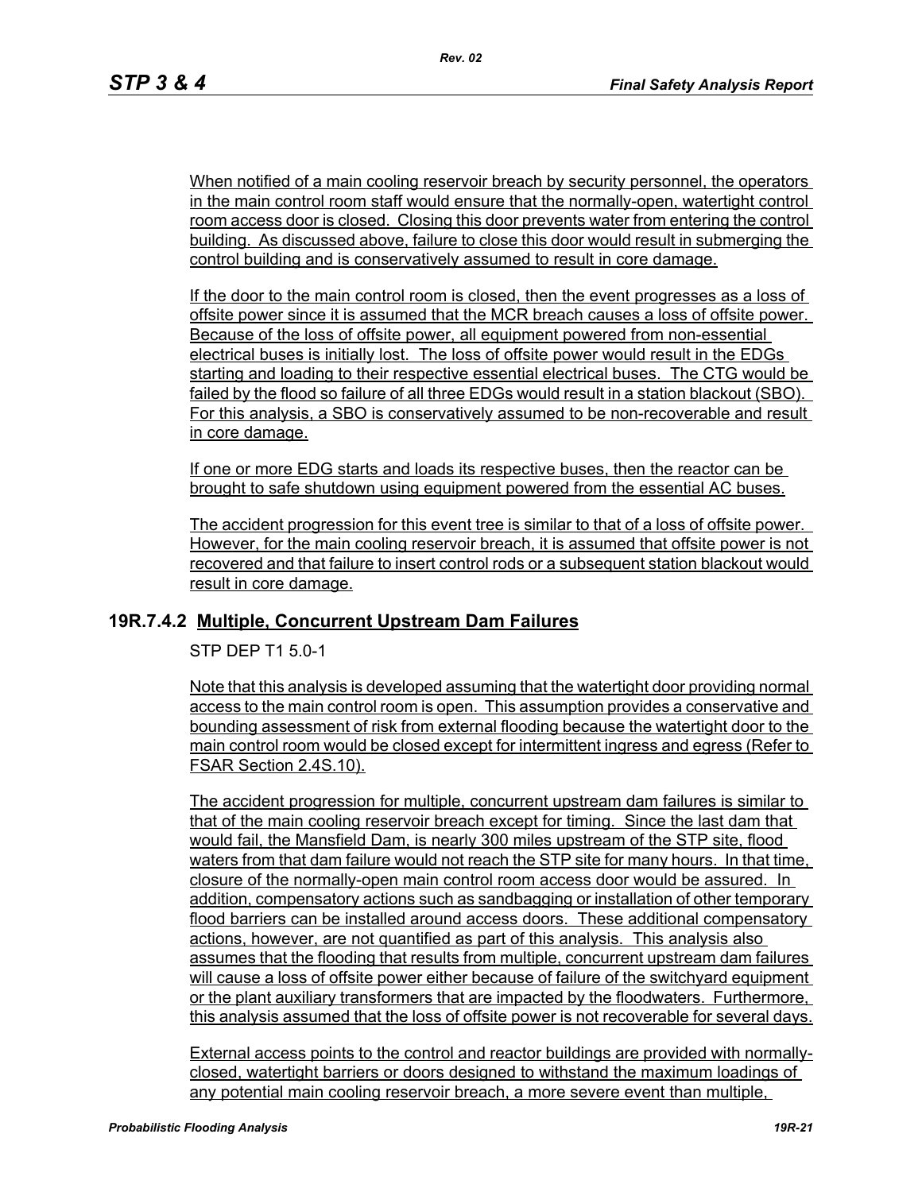When notified of a main cooling reservoir breach by security personnel, the operators in the main control room staff would ensure that the normally-open, watertight control room access door is closed. Closing this door prevents water from entering the control building. As discussed above, failure to close this door would result in submerging the control building and is conservatively assumed to result in core damage.

If the door to the main control room is closed, then the event progresses as a loss of offsite power since it is assumed that the MCR breach causes a loss of offsite power. Because of the loss of offsite power, all equipment powered from non-essential electrical buses is initially lost. The loss of offsite power would result in the EDGs starting and loading to their respective essential electrical buses. The CTG would be failed by the flood so failure of all three EDGs would result in a station blackout (SBO). For this analysis, a SBO is conservatively assumed to be non-recoverable and result in core damage.

If one or more EDG starts and loads its respective buses, then the reactor can be brought to safe shutdown using equipment powered from the essential AC buses.

The accident progression for this event tree is similar to that of a loss of offsite power. However, for the main cooling reservoir breach, it is assumed that offsite power is not recovered and that failure to insert control rods or a subsequent station blackout would result in core damage.

## 19R.7.4.2 Multiple, Concurrent Upstream Dam Failures

STP DEP T1 5.0-1

Note that this analysis is developed assuming that the watertight door providing normal access to the main control room is open. This assumption provides a conservative and bounding assessment of risk from external flooding because the watertight door to the main control room would be closed except for intermittent ingress and egress (Refer to FSAR Section 2.4S.10).

The accident progression for multiple, concurrent upstream dam failures is similar to that of the main cooling reservoir breach except for timing. Since the last dam that would fail, the Mansfield Dam, is nearly 300 miles upstream of the STP site, flood waters from that dam failure would not reach the STP site for many hours. In that time, closure of the normally-open main control room access door would be assured. In addition, compensatory actions such as sandbagging or installation of other temporary flood barriers can be installed around access doors. These additional compensatory actions, however, are not quantified as part of this analysis. This analysis also assumes that the flooding that results from multiple, concurrent upstream dam failures will cause a loss of offsite power either because of failure of the switchyard equipment or the plant auxiliary transformers that are impacted by the floodwaters. Furthermore, this analysis assumed that the loss of offsite power is not recoverable for several days.

External access points to the control and reactor buildings are provided with normally-closed, watertight barriers or doors designed to withstand the maximum loadings of any potential main cooling reservoir breach, a more severe event than multiple,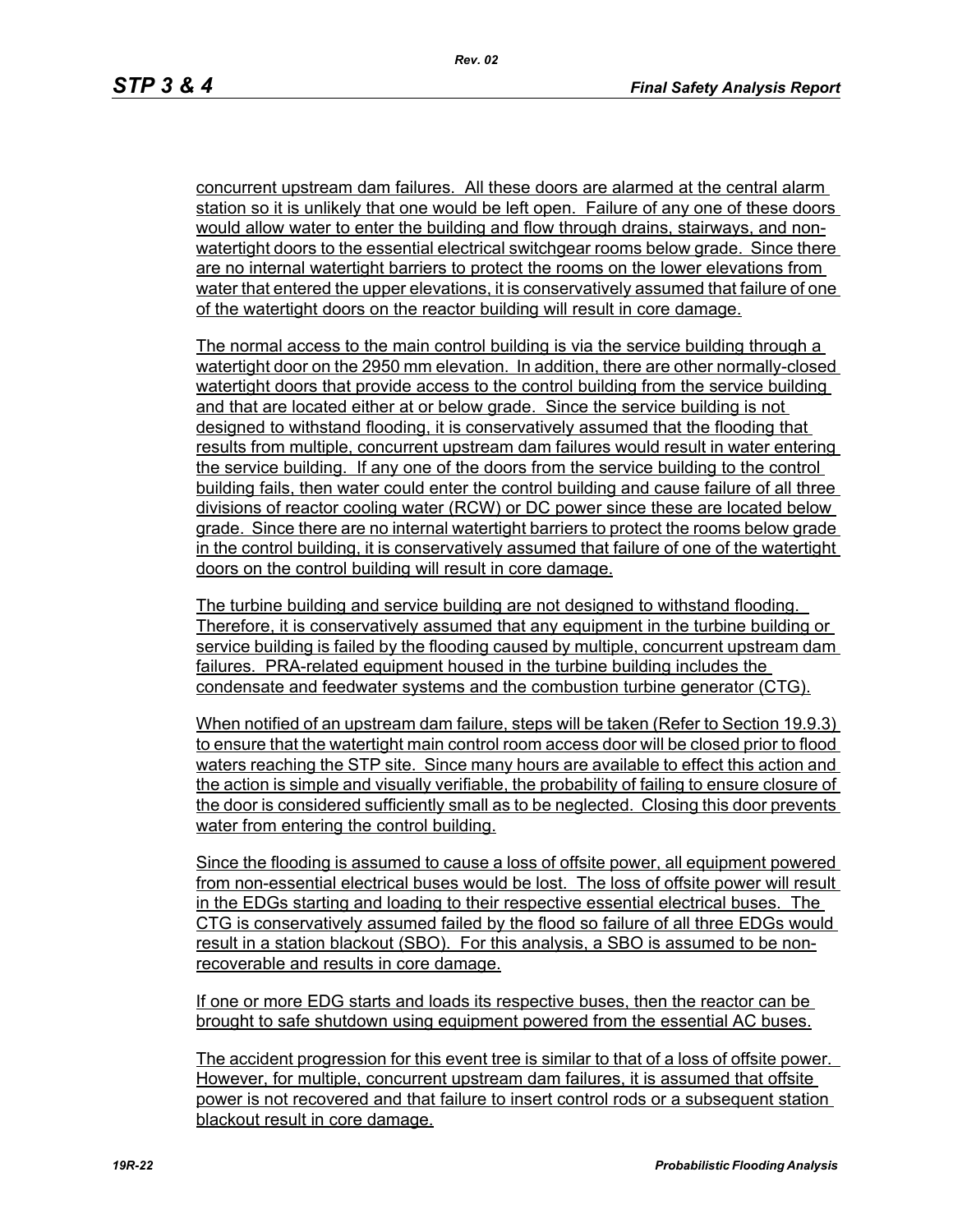concurrent upstream dam failures. All these doors are alarmed at the central alarm station so it is unlikely that one would be left open. Failure of any one of these doors would allow water to enter the building and flow through drains, stairways, and non-watertight doors to the essential electrical switchgear rooms below grade. Since there are no internal watertight barriers to protect the rooms on the lower elevations from water that entered the upper elevations, it is conservatively assumed that failure of one of the watertight doors on the reactor building will result in core damage.

The normal access to the main control building is via the service building through a watertight door on the 2950 mm elevation. In addition, there are other normally-closed watertight doors that provide access to the control building from the service building and that are located either at or below grade. Since the service building is not designed to withstand flooding, it is conservatively assumed that the flooding that results from multiple, concurrent upstream dam failures would result in water entering the service building. If any one of the doors from the service building to the control building fails, then water could enter the control building and cause failure of all three divisions of reactor cooling water (RCW) or DC power since these are located below grade. Since there are no internal watertight barriers to protect the rooms below grade in the control building, it is conservatively assumed that failure of one of the watertight doors on the control building will result in core damage.

The turbine building and service building are not designed to withstand flooding. Therefore, it is conservatively assumed that any equipment in the turbine building or service building is failed by the flooding caused by multiple, concurrent upstream dam failures. PRA-related equipment housed in the turbine building includes the condensate and feedwater systems and the combustion turbine generator (CTG).

When notified of an upstream dam failure, steps will be taken (Refer to Section 19.9.3) to ensure that the watertight main control room access door will be closed prior to flood waters reaching the STP site. Since many hours are available to effect this action and the action is simple and visually verifiable, the probability of failing to ensure closure of the door is considered sufficiently small as to be neglected. Closing this door prevents water from entering the control building.

Since the flooding is assumed to cause a loss of offsite power, all equipment powered from non-essential electrical buses would be lost. The loss of offsite power will result in the EDGs starting and loading to their respective essential electrical buses. The CTG is conservatively assumed failed by the flood so failure of all three EDGs would result in a station blackout (SBO). For this analysis, a SBO is assumed to be non-recoverable and results in core damage.

If one or more EDG starts and loads its respective buses, then the reactor can be brought to safe shutdown using equipment powered from the essential AC buses.

The accident progression for this event tree is similar to that of a loss of offsite power. However, for multiple, concurrent upstream dam failures, it is assumed that offsite power is not recovered and that failure to insert control rods or a subsequent station blackout result in core damage.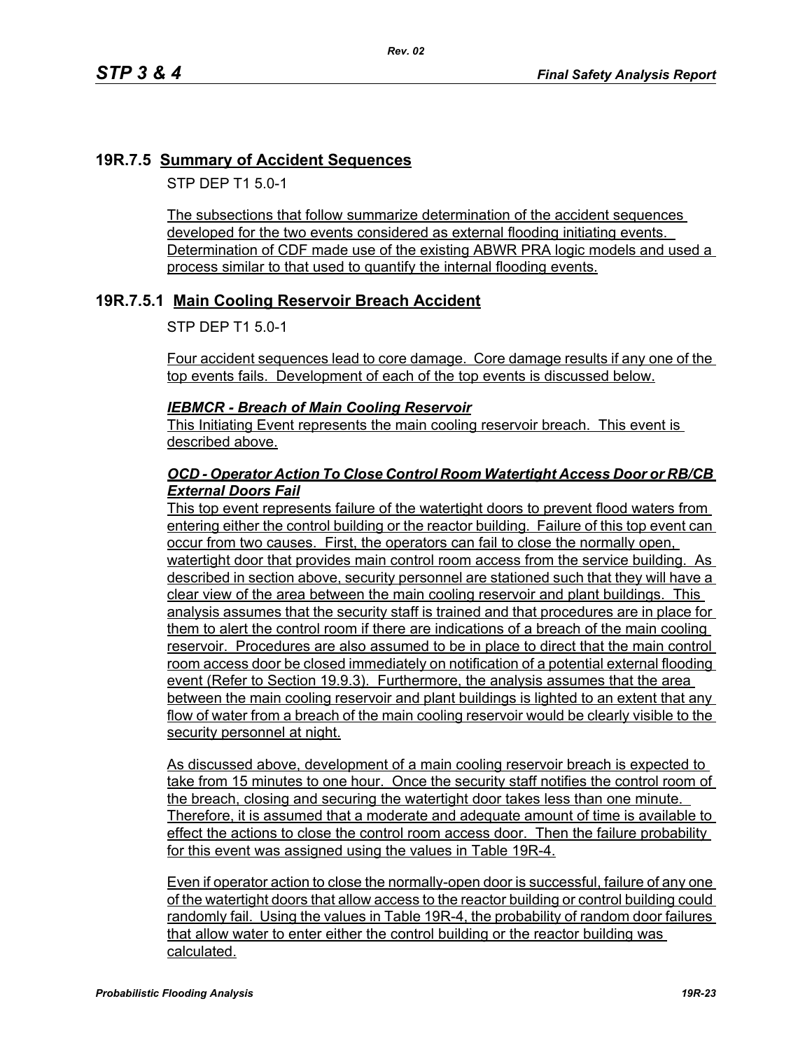## 19R.7.5 Summary of Accident Sequences

STP DEP T1 5.0-1

The subsections that follow summarize determination of the accident sequences developed for the two events considered as external flooding initiating events. Determination of CDF made use of the existing ABWR PRA logic models and used a process similar to that used to quantify the internal flooding events.

### 19R.7.5.1 Main Cooling Reservoir Breach Accident

STP DEP T1 5.0-1

Four accident sequences lead to core damage. Core damage results if any one of the top events fails. Development of each of the top events is discussed below.

***IEBMCR - Breach of Main Cooling Reservoir***

This Initiating Event represents the main cooling reservoir breach. This event is described above.

***OCD - Operator Action To Close Control Room Watertight Access Door or RB/CB External Doors Fail***

This top event represents failure of the watertight doors to prevent flood waters from entering either the control building or the reactor building. Failure of this top event can occur from two causes. First, the operators can fail to close the normally open, watertight door that provides main control room access from the service building. As described in section above, security personnel are stationed such that they will have a clear view of the area between the main cooling reservoir and plant buildings. This analysis assumes that the security staff is trained and that procedures are in place for them to alert the control room if there are indications of a breach of the main cooling reservoir. Procedures are also assumed to be in place to direct that the main control room access door be closed immediately on notification of a potential external flooding event (Refer to Section 19.9.3). Furthermore, the analysis assumes that the area between the main cooling reservoir and plant buildings is lighted to an extent that any flow of water from a breach of the main cooling reservoir would be clearly visible to the security personnel at night.

As discussed above, development of a main cooling reservoir breach is expected to take from 15 minutes to one hour. Once the security staff notifies the control room of the breach, closing and securing the watertight door takes less than one minute. Therefore, it is assumed that a moderate and adequate amount of time is available to effect the actions to close the control room access door. Then the failure probability for this event was assigned using the values in Table 19R-4.

Even if operator action to close the normally-open door is successful, failure of any one of the watertight doors that allow access to the reactor building or control building could randomly fail. Using the values in Table 19R-4, the probability of random door failures that allow water to enter either the control building or the reactor building was calculated.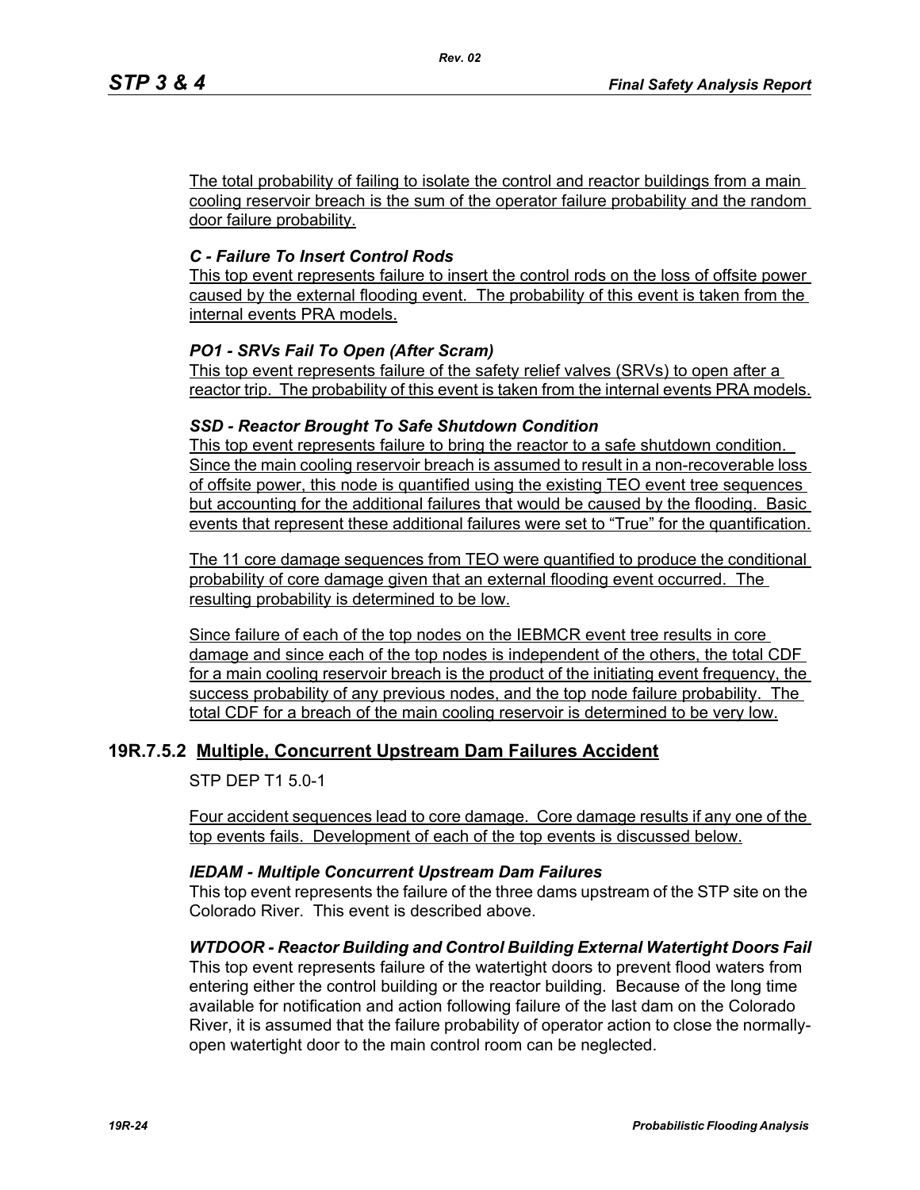The total probability of failing to isolate the control and reactor buildings from a main cooling reservoir breach is the sum of the operator failure probability and the random door failure probability.

***C - Failure To Insert Control Rods***

This top event represents failure to insert the control rods on the loss of offsite power caused by the external flooding event. The probability of this event is taken from the internal events PRA models.

***PO1 - SRVs Fail To Open (After Scram)***

This top event represents failure of the safety relief valves (SRVs) to open after a reactor trip. The probability of this event is taken from the internal events PRA models.

***SSD - Reactor Brought To Safe Shutdown Condition***

This top event represents failure to bring the reactor to a safe shutdown condition. Since the main cooling reservoir breach is assumed to result in a non-recoverable loss of offsite power, this node is quantified using the existing TEO event tree sequences but accounting for the additional failures that would be caused by the flooding. Basic events that represent these additional failures were set to "True" for the quantification.

The 11 core damage sequences from TEO were quantified to produce the conditional probability of core damage given that an external flooding event occurred. The resulting probability is determined to be low.

Since failure of each of the top nodes on the IEBMCR event tree results in core damage and since each of the top nodes is independent of the others, the total CDF for a main cooling reservoir breach is the product of the initiating event frequency, the success probability of any previous nodes, and the top node failure probability. The total CDF for a breach of the main cooling reservoir is determined to be very low.

## 19R.7.5.2 Multiple, Concurrent Upstream Dam Failures Accident

STP DEP T1 5.0-1

Four accident sequences lead to core damage. Core damage results if any one of the top events fails. Development of each of the top events is discussed below.

***IEDAM - Multiple Concurrent Upstream Dam Failures***

This top event represents the failure of the three dams upstream of the STP site on the Colorado River. This event is described above.

***WTDOOR - Reactor Building and Control Building External Watertight Doors Fail***

This top event represents failure of the watertight doors to prevent flood waters from entering either the control building or the reactor building. Because of the long time available for notification and action following failure of the last dam on the Colorado River, it is assumed that the failure probability of operator action to close the normally-open watertight door to the main control room can be neglected.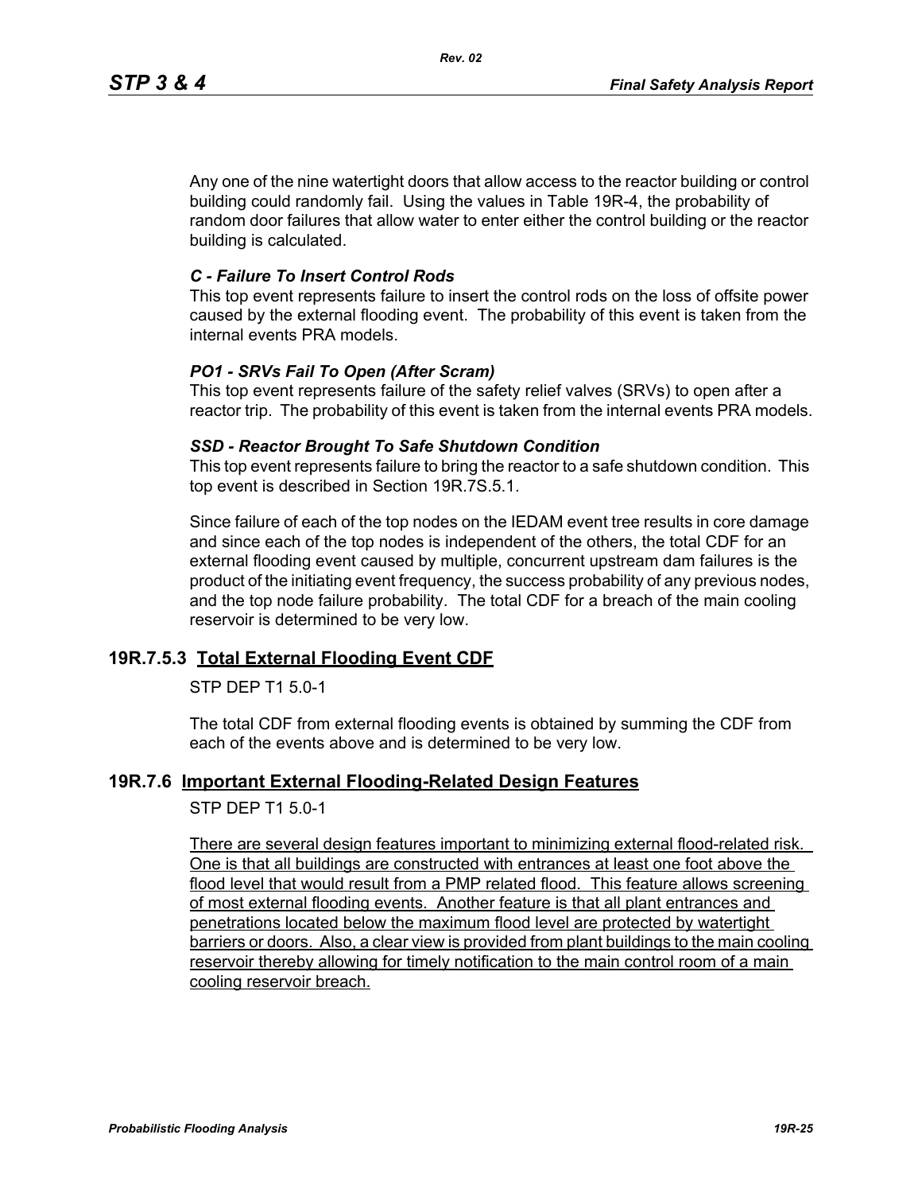Any one of the nine watertight doors that allow access to the reactor building or control building could randomly fail. Using the values in Table 19R-4, the probability of random door failures that allow water to enter either the control building or the reactor building is calculated.

***C - Failure To Insert Control Rods***

This top event represents failure to insert the control rods on the loss of offsite power caused by the external flooding event. The probability of this event is taken from the internal events PRA models.

***PO1 - SRVs Fail To Open (After Scram)***

This top event represents failure of the safety relief valves (SRVs) to open after a reactor trip. The probability of this event is taken from the internal events PRA models.

***SSD - Reactor Brought To Safe Shutdown Condition***

This top event represents failure to bring the reactor to a safe shutdown condition. This top event is described in Section 19R.7S.5.1.

Since failure of each of the top nodes on the IEDAM event tree results in core damage and since each of the top nodes is independent of the others, the total CDF for an external flooding event caused by multiple, concurrent upstream dam failures is the product of the initiating event frequency, the success probability of any previous nodes, and the top node failure probability. The total CDF for a breach of the main cooling reservoir is determined to be very low.

### 19R.7.5.3 Total External Flooding Event CDF

STP DEP T1 5.0-1

The total CDF from external flooding events is obtained by summing the CDF from each of the events above and is determined to be very low.

## 19R.7.6 Important External Flooding-Related Design Features

STP DEP T1 5.0-1

There are several design features important to minimizing external flood-related risk. One is that all buildings are constructed with entrances at least one foot above the flood level that would result from a PMP related flood. This feature allows screening of most external flooding events. Another feature is that all plant entrances and penetrations located below the maximum flood level are protected by watertight barriers or doors. Also, a clear view is provided from plant buildings to the main cooling reservoir thereby allowing for timely notification to the main control room of a main cooling reservoir breach.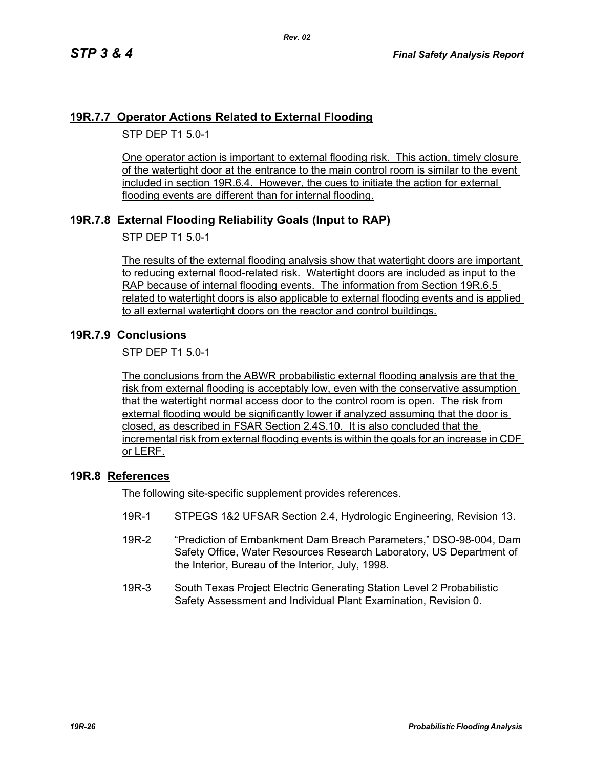## 19R.7.7 Operator Actions Related to External Flooding

STP DEP T1 5.0-1

One operator action is important to external flooding risk. This action, timely closure of the watertight door at the entrance to the main control room is similar to the event included in section 19R.6.4. However, the cues to initiate the action for external flooding events are different than for internal flooding.

## 19R.7.8 External Flooding Reliability Goals (Input to RAP)

STP DEP T1 5.0-1

The results of the external flooding analysis show that watertight doors are important to reducing external flood-related risk. Watertight doors are included as input to the RAP because of internal flooding events. The information from Section 19R.6.5 related to watertight doors is also applicable to external flooding events and is applied to all external watertight doors on the reactor and control buildings.

## 19R.7.9 Conclusions

STP DEP T1 5.0-1

The conclusions from the ABWR probabilistic external flooding analysis are that the risk from external flooding is acceptably low, even with the conservative assumption that the watertight normal access door to the control room is open. The risk from external flooding would be significantly lower if analyzed assuming that the door is closed, as described in FSAR Section 2.4S.10. It is also concluded that the incremental risk from external flooding events is within the goals for an increase in CDF or LERF.

## 19R.8 References

The following site-specific supplement provides references.

- 19R-1 STPEGS 1&2 UFSAR Section 2.4, Hydrologic Engineering, Revision 13.
- 19R-2 "Prediction of Embankment Dam Breach Parameters," DSO-98-004, Dam Safety Office, Water Resources Research Laboratory, US Department of the Interior, Bureau of the Interior, July, 1998.
- 19R-3 South Texas Project Electric Generating Station Level 2 Probabilistic Safety Assessment and Individual Plant Examination, Revision 0.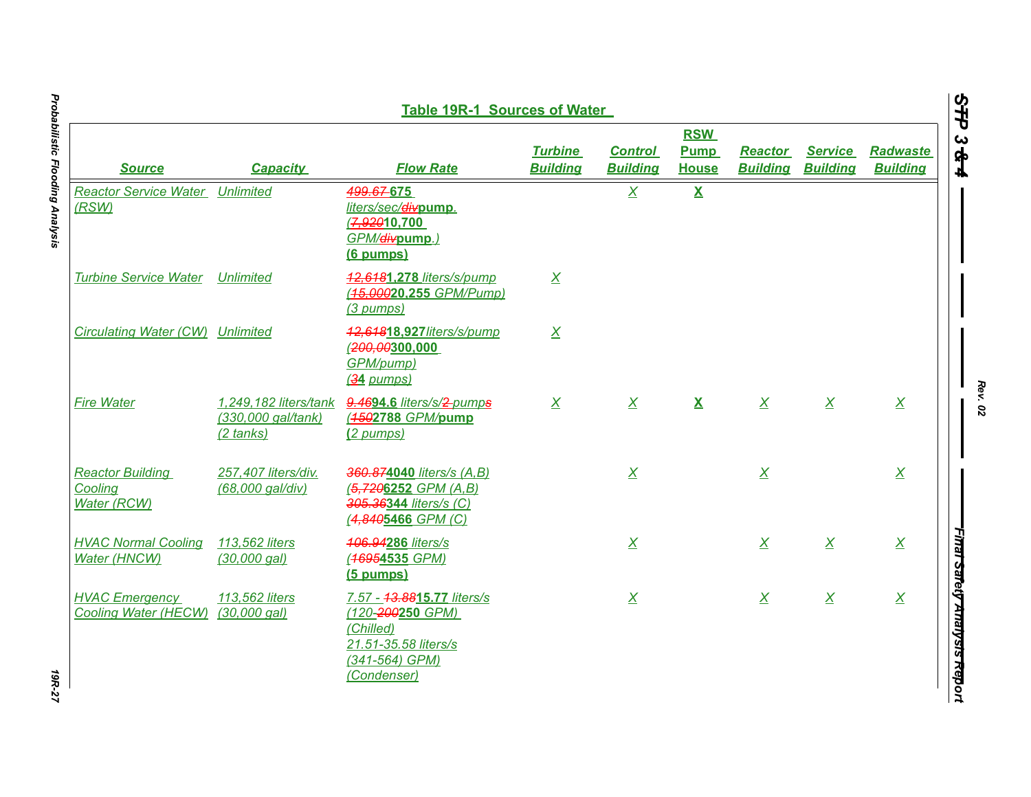## Table 19R-1 Sources of Water

| Source | Capacity | Flow Rate | Turbine Building | Control Building | RSW Pump House | Reactor Building | Service Building | Radwaste Building |
|---|---|---|---|---|---|---|---|---|
| Reactor Service Water (RSW) | Unlimited | ~~499.67~~ **675** liters/sec/~~div~~**pump**. (~~7,920~~**10,700** GPM/~~div~~**pump**.) **(6 pumps)** | | X | **X** | | | |
| Turbine Service Water | Unlimited | ~~12,618~~**1,278** liters/s/pump (~~15,000~~**20,255** GPM/Pump) (3 pumps) | X | | | | | |
| Circulating Water (CW) | Unlimited | ~~12,618~~**18,927**liters/s/pump (~~200,00~~**300,000** GPM/pump) (~~3~~**4** pumps) | X | | | | | |
| Fire Water | 1,249,182 liters/tank (330,000 gal/tank) (2 tanks) | ~~9.46~~**94.6** liters/s/~~2~~ pump~~s~~ (~~150~~**2788** GPM/**pump** (2 pumps) | X | X | **X** | X | X | X |
| Reactor Building Cooling Water (RCW) | 257,407 liters/div. (68,000 gal/div) | ~~360.87~~**4040** liters/s (A,B) (~~5,720~~**6252** GPM (A,B) ~~305.36~~**344** liters/s (C) (~~4,840~~**5466** GPM (C) | | X | | X | | X |
| HVAC Normal Cooling Water (HNCW) | 113,562 liters (30,000 gal) | ~~106.94~~**286** liters/s (~~1695~~**4535** GPM) **(5 pumps)** | | X | | X | X | X |
| HVAC Emergency Cooling Water (HECW) | 113,562 liters (30,000 gal) | 7.57 - ~~13.88~~**15.77** liters/s (120-~~200~~**250** GPM) (Chilled) 21.51-35.58 liters/s (341-564) GPM) (Condenser) | | X | | X | X | X |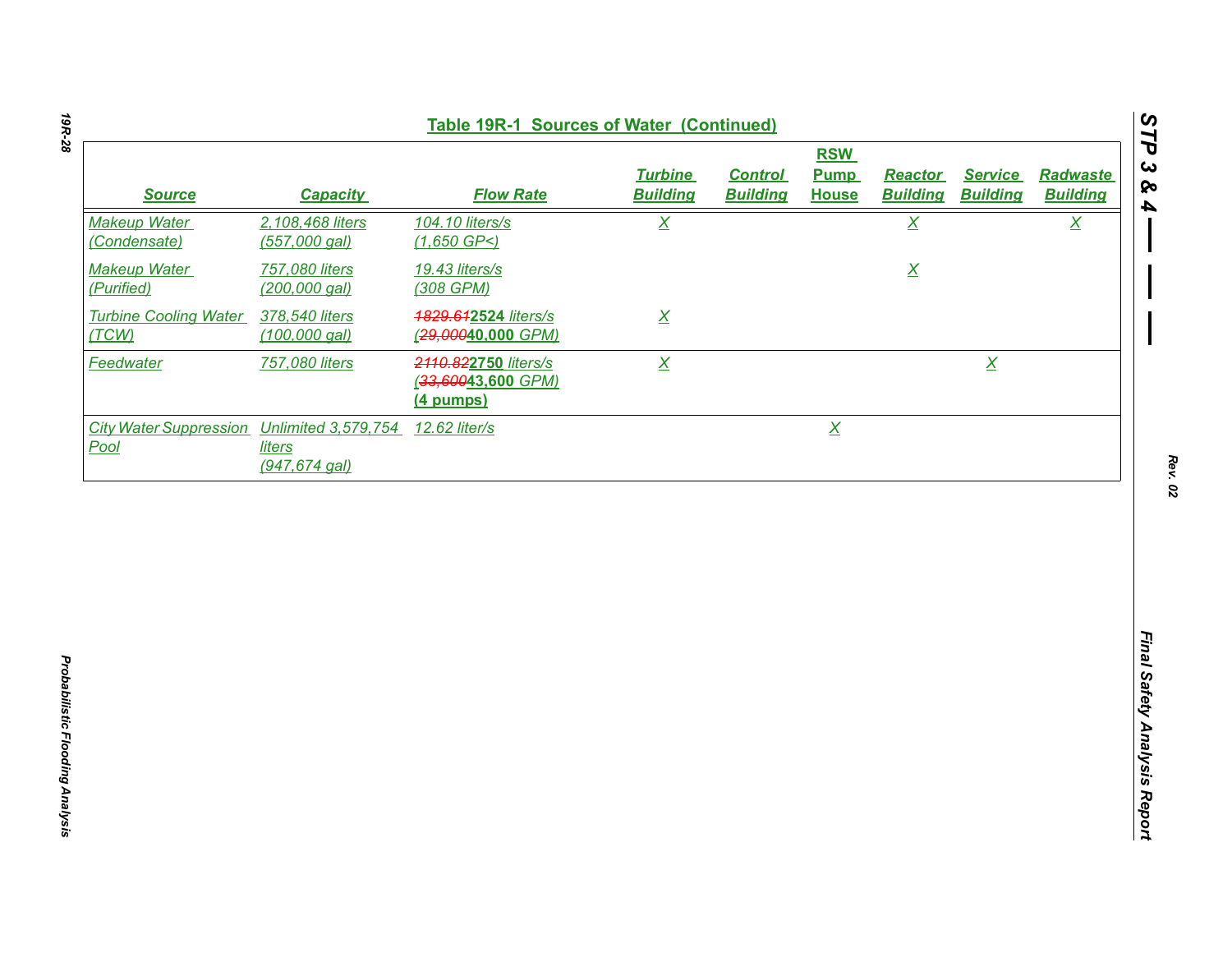## Table 19R-1 Sources of Water (Continued)

| Source | Capacity | Flow Rate | Turbine Building | Control Building | RSW Pump House | Reactor Building | Service Building | Radwaste Building |
|---|---|---|---|---|---|---|---|---|
| Makeup Water (Condensate) | 2,108,468 liters (557,000 gal) | 104.10 liters/s (1,650 GP<) | X | | | X | | X |
| Makeup Water (Purified) | 757,080 liters (200,000 gal) | 19.43 liters/s (308 GPM) | | | | X | | |
| Turbine Cooling Water (TCW) | 378,540 liters (100,000 gal) | ~~1829.61~~**2524** liters/s (~~29,000~~**40,000** GPM) | X | | | | | |
| Feedwater | 757,080 liters | ~~2110.82~~**2750** liters/s (~~33,600~~**43,600** GPM) **(4 pumps)** | X | | | | X | |
| City Water Suppression Pool | Unlimited 3,579,754 liters (947,674 gal) | 12.62 liter/s | | | X | | | |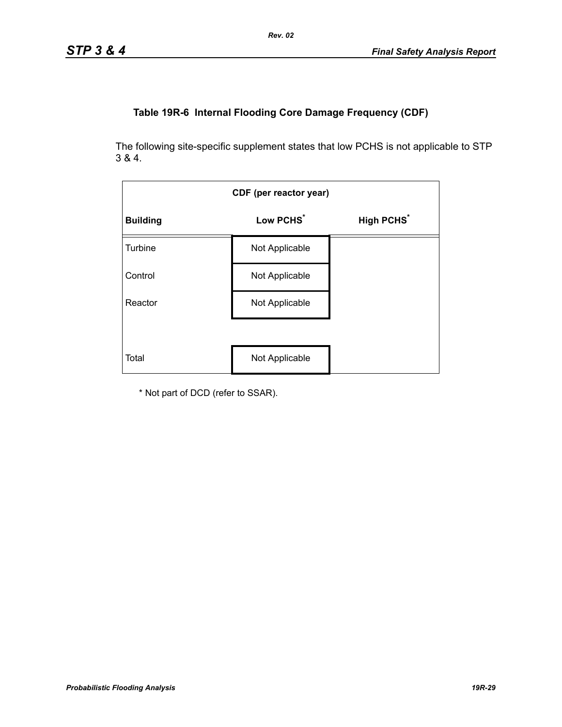### Table 19R-6 Internal Flooding Core Damage Frequency (CDF)

The following site-specific supplement states that low PCHS is not applicable to STP 3 & 4.

| CDF (per reactor year) | | |
|---|---|---|
| **Building** | **Low PCHS*** | **High PCHS*** |
| Turbine | Not Applicable | |
| Control | Not Applicable | |
| Reactor | Not Applicable | |
| | | |
| Total | Not Applicable | |

\* Not part of DCD (refer to SSAR).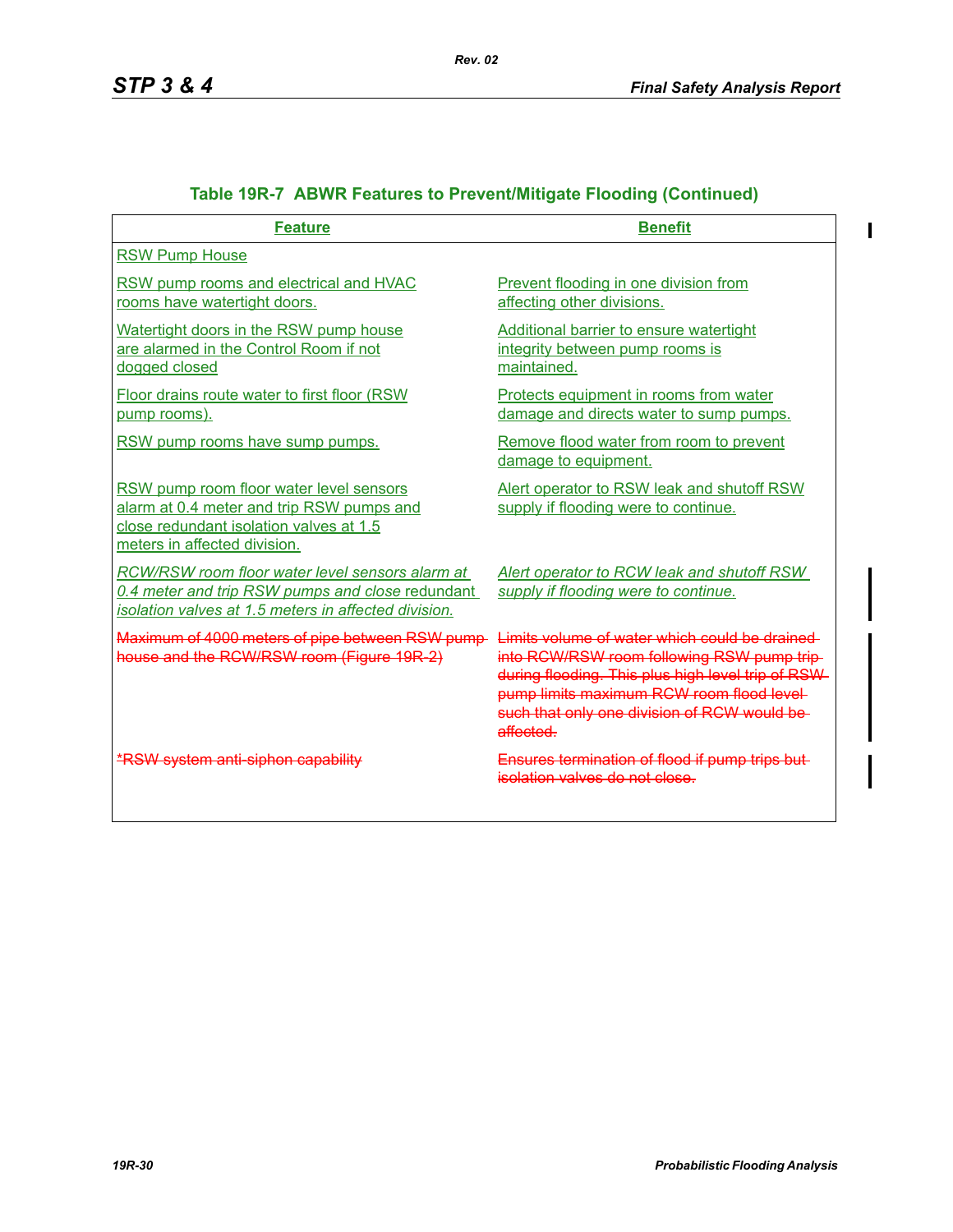## Table 19R-7 ABWR Features to Prevent/Mitigate Flooding (Continued)

| Feature | Benefit |
|---|---|
| RSW Pump House | |
| RSW pump rooms and electrical and HVAC rooms have watertight doors. | Prevent flooding in one division from affecting other divisions. |
| Watertight doors in the RSW pump house are alarmed in the Control Room if not dogged closed | Additional barrier to ensure watertight integrity between pump rooms is maintained. |
| Floor drains route water to first floor (RSW pump rooms). | Protects equipment in rooms from water damage and directs water to sump pumps. |
| RSW pump rooms have sump pumps. | Remove flood water from room to prevent damage to equipment. |
| RSW pump room floor water level sensors alarm at 0.4 meter and trip RSW pumps and close redundant isolation valves at 1.5 meters in affected division. | Alert operator to RSW leak and shutoff RSW supply if flooding were to continue. |
| *RCW/RSW room floor water level sensors alarm at 0.4 meter and trip RSW pumps and close* redundant *isolation valves at 1.5 meters in affected division.* | *Alert operator to RCW leak and shutoff RSW supply if flooding were to continue.* |
| ~~Maximum of 4000 meters of pipe between RSW pump house and the RCW/RSW room (Figure 19R-2)~~ | ~~Limits volume of water which could be drained into RCW/RSW room following RSW pump trip during flooding. This plus high level trip of RSW pump limits maximum RCW room flood level such that only one division of RCW would be affected.~~ |
| ~~*RSW system anti-siphon capability~~ | ~~Ensures termination of flood if pump trips but isolation valves do not close.~~ |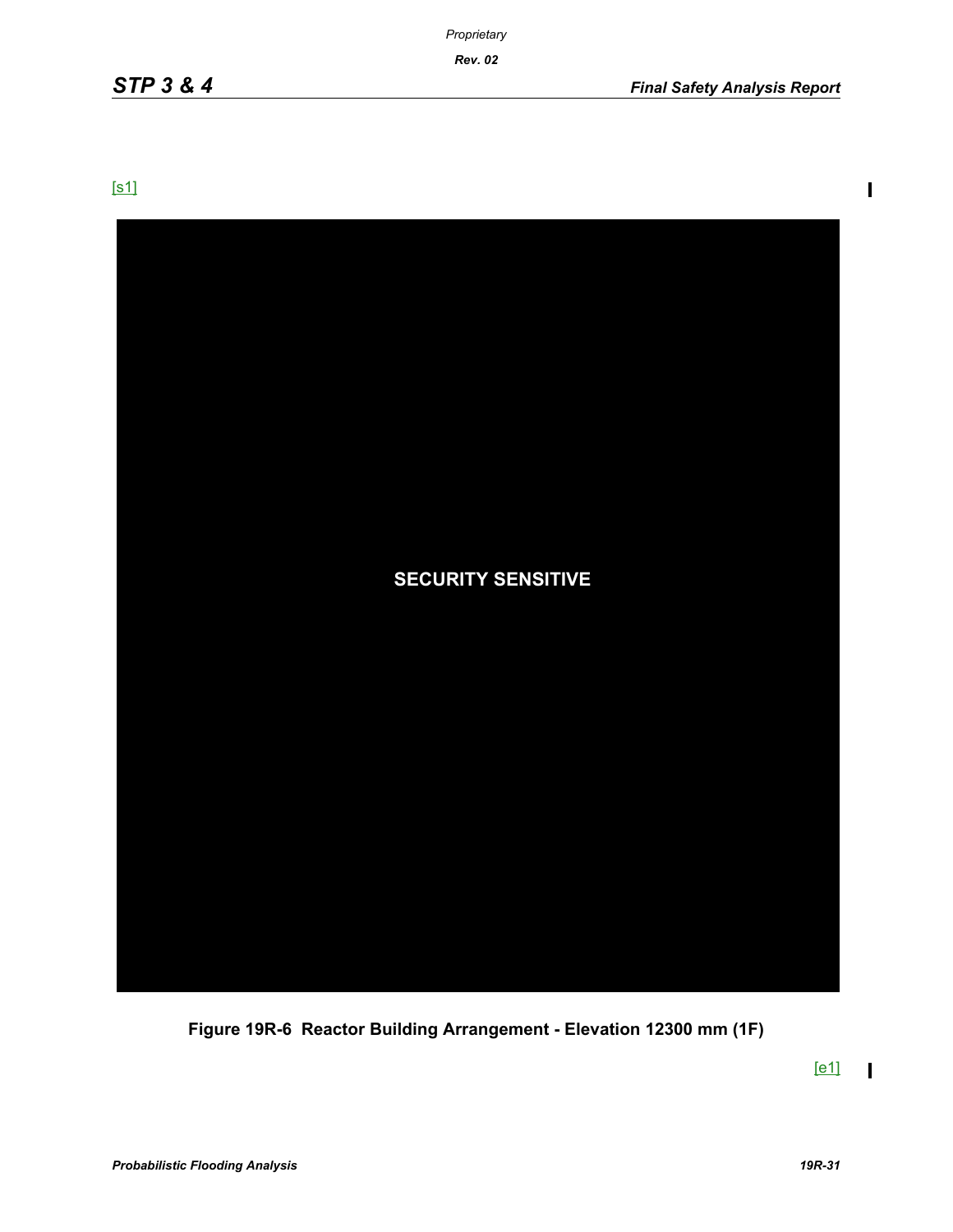[s1]

SECURITY SENSITIVE

**Figure 19R-6 Reactor Building Arrangement - Elevation 12300 mm (1F)**

[e1]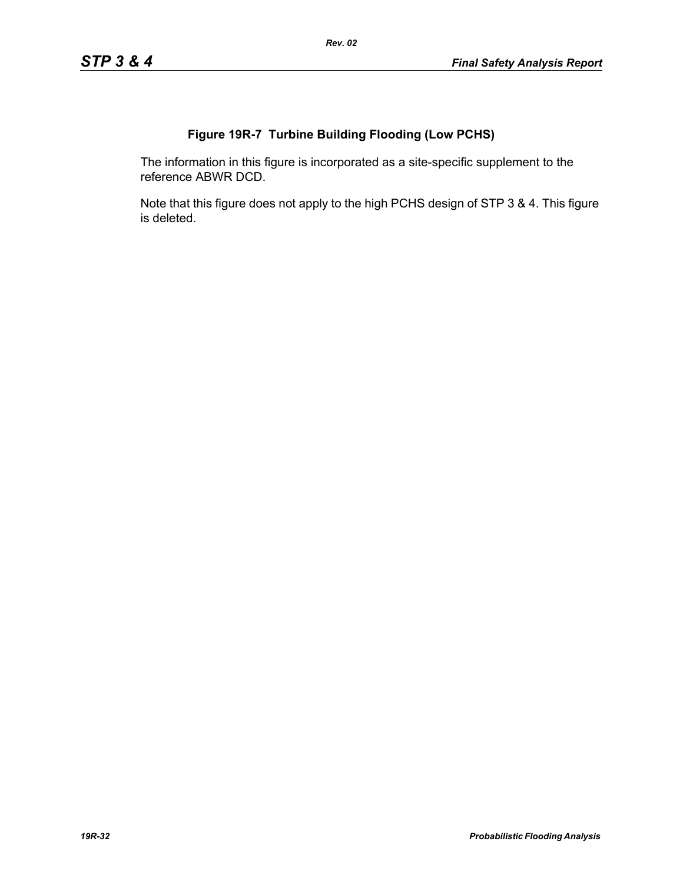**Figure 19R-7 Turbine Building Flooding (Low PCHS)**

The information in this figure is incorporated as a site-specific supplement to the reference ABWR DCD.

Note that this figure does not apply to the high PCHS design of STP 3 & 4. This figure is deleted.